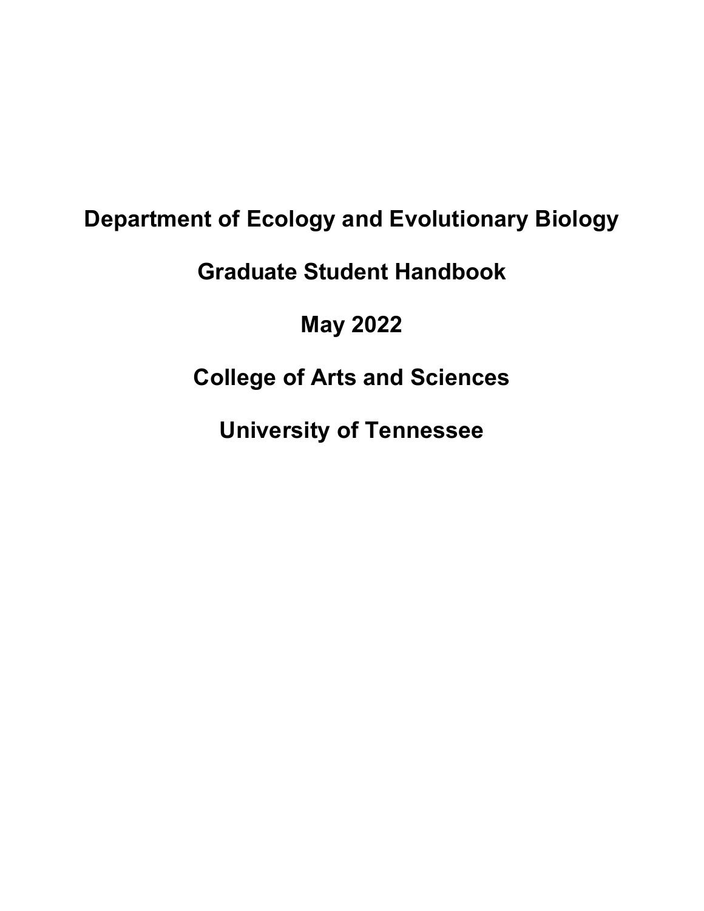# Department of Ecology and Evolutionary Biology

# Graduate Student Handbook

# May 2022

# College of Arts and Sciences

# University of Tennessee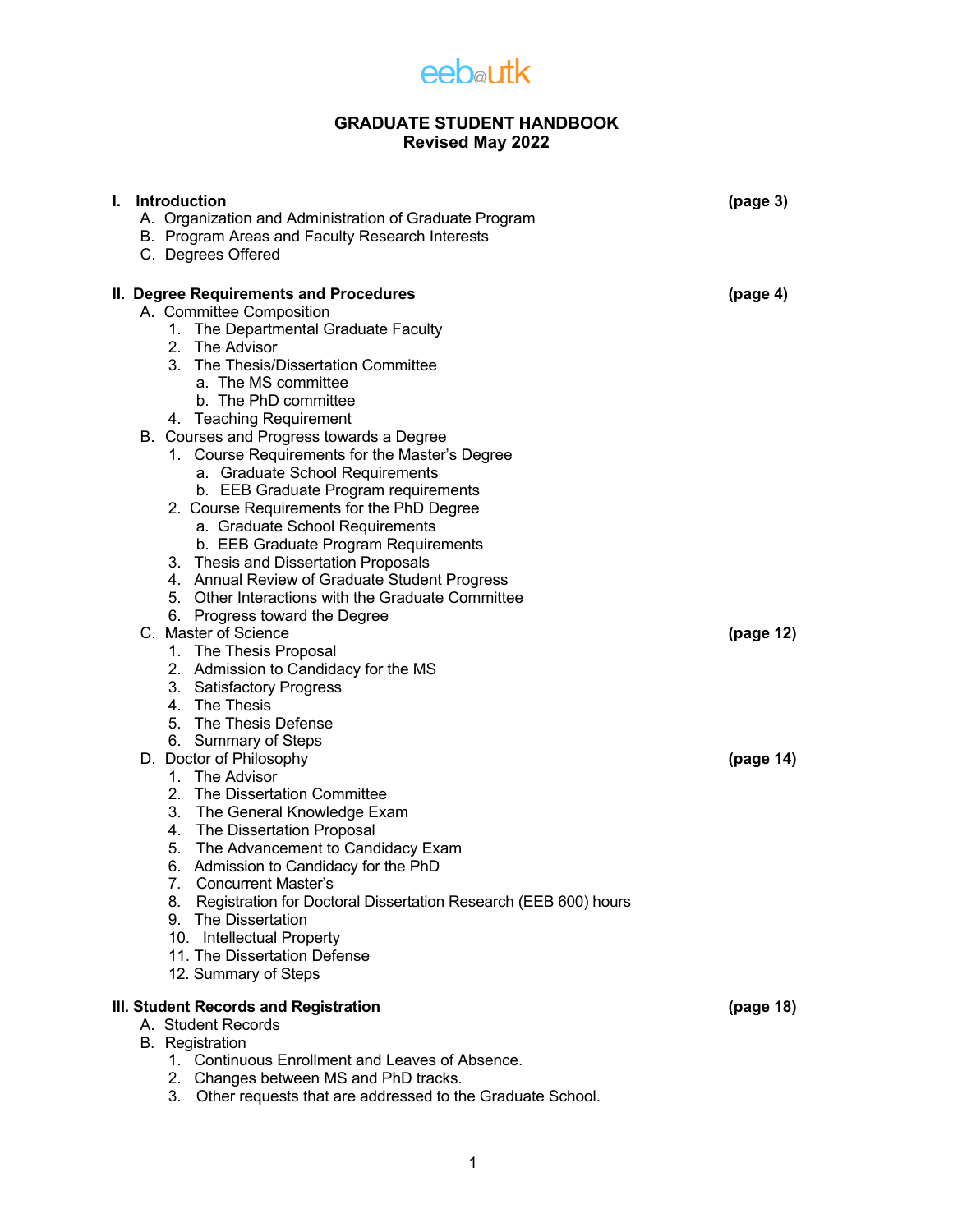eeb@utk

# GRADUATE STUDENT HANDBOOK
## Revised May 2022

**I. Introduction** **(page 3)**

- A. Organization and Administration of Graduate Program
- B. Program Areas and Faculty Research Interests
- C. Degrees Offered

**II. Degree Requirements and Procedures** **(page 4)**

- A. Committee Composition
  1. The Departmental Graduate Faculty
  2. The Advisor
  3. The Thesis/Dissertation Committee
     - a. The MS committee
     - b. The PhD committee
  4. Teaching Requirement
- B. Courses and Progress towards a Degree
  1. Course Requirements for the Master's Degree
     - a. Graduate School Requirements
     - b. EEB Graduate Program requirements
  2. Course Requirements for the PhD Degree
     - a. Graduate School Requirements
     - b. EEB Graduate Program Requirements
  3. Thesis and Dissertation Proposals
  4. Annual Review of Graduate Student Progress
  5. Other Interactions with the Graduate Committee
  6. Progress toward the Degree
- C. Master of Science **(page 12)**
  1. The Thesis Proposal
  2. Admission to Candidacy for the MS
  3. Satisfactory Progress
  4. The Thesis
  5. The Thesis Defense
  6. Summary of Steps
- D. Doctor of Philosophy **(page 14)**
  1. The Advisor
  2. The Dissertation Committee
  3. The General Knowledge Exam
  4. The Dissertation Proposal
  5. The Advancement to Candidacy Exam
  6. Admission to Candidacy for the PhD
  7. Concurrent Master's
  8. Registration for Doctoral Dissertation Research (EEB 600) hours
  9. The Dissertation
  10. Intellectual Property
  11. The Dissertation Defense
  12. Summary of Steps

**III. Student Records and Registration** **(page 18)**

- A. Student Records
- B. Registration
  1. Continuous Enrollment and Leaves of Absence.
  2. Changes between MS and PhD tracks.
  3. Other requests that are addressed to the Graduate School.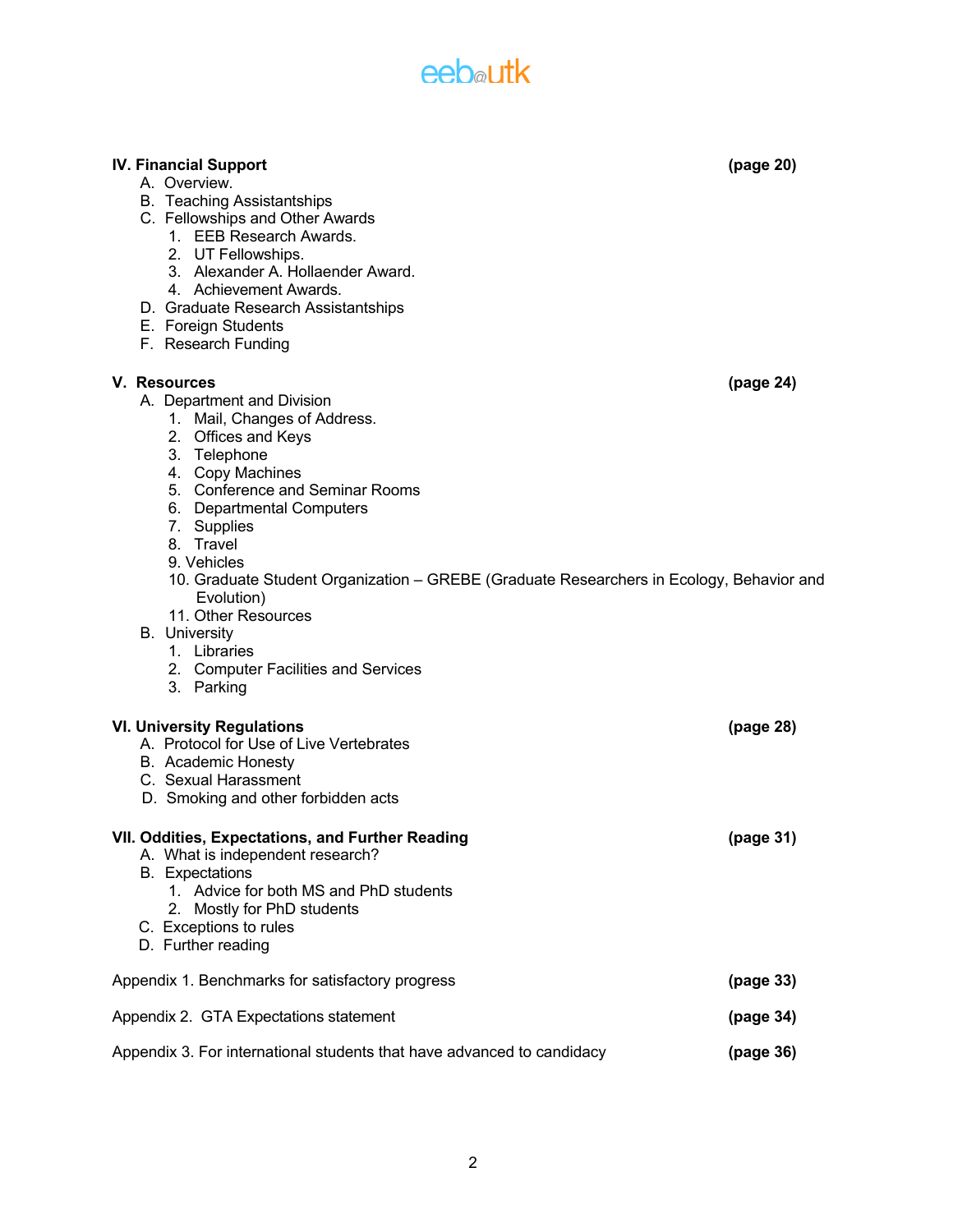**IV. Financial Support** **(page 20)**

A. Overview.
B. Teaching Assistantships
C. Fellowships and Other Awards
    1. EEB Research Awards.
    2. UT Fellowships.
    3. Alexander A. Hollaender Award.
    4. Achievement Awards.
D. Graduate Research Assistantships
E. Foreign Students
F. Research Funding

**V. Resources** **(page 24)**

A. Department and Division
    1. Mail, Changes of Address.
    2. Offices and Keys
    3. Telephone
    4. Copy Machines
    5. Conference and Seminar Rooms
    6. Departmental Computers
    7. Supplies
    8. Travel
    9. Vehicles
    10. Graduate Student Organization – GREBE (Graduate Researchers in Ecology, Behavior and Evolution)
    11. Other Resources
B. University
    1. Libraries
    2. Computer Facilities and Services
    3. Parking

**VI. University Regulations** **(page 28)**

A. Protocol for Use of Live Vertebrates
B. Academic Honesty
C. Sexual Harassment
D. Smoking and other forbidden acts

**VII. Oddities, Expectations, and Further Reading** **(page 31)**

A. What is independent research?
B. Expectations
    1. Advice for both MS and PhD students
    2. Mostly for PhD students
C. Exceptions to rules
D. Further reading

Appendix 1. Benchmarks for satisfactory progress **(page 33)**

Appendix 2. GTA Expectations statement **(page 34)**

Appendix 3. For international students that have advanced to candidacy **(page 36)**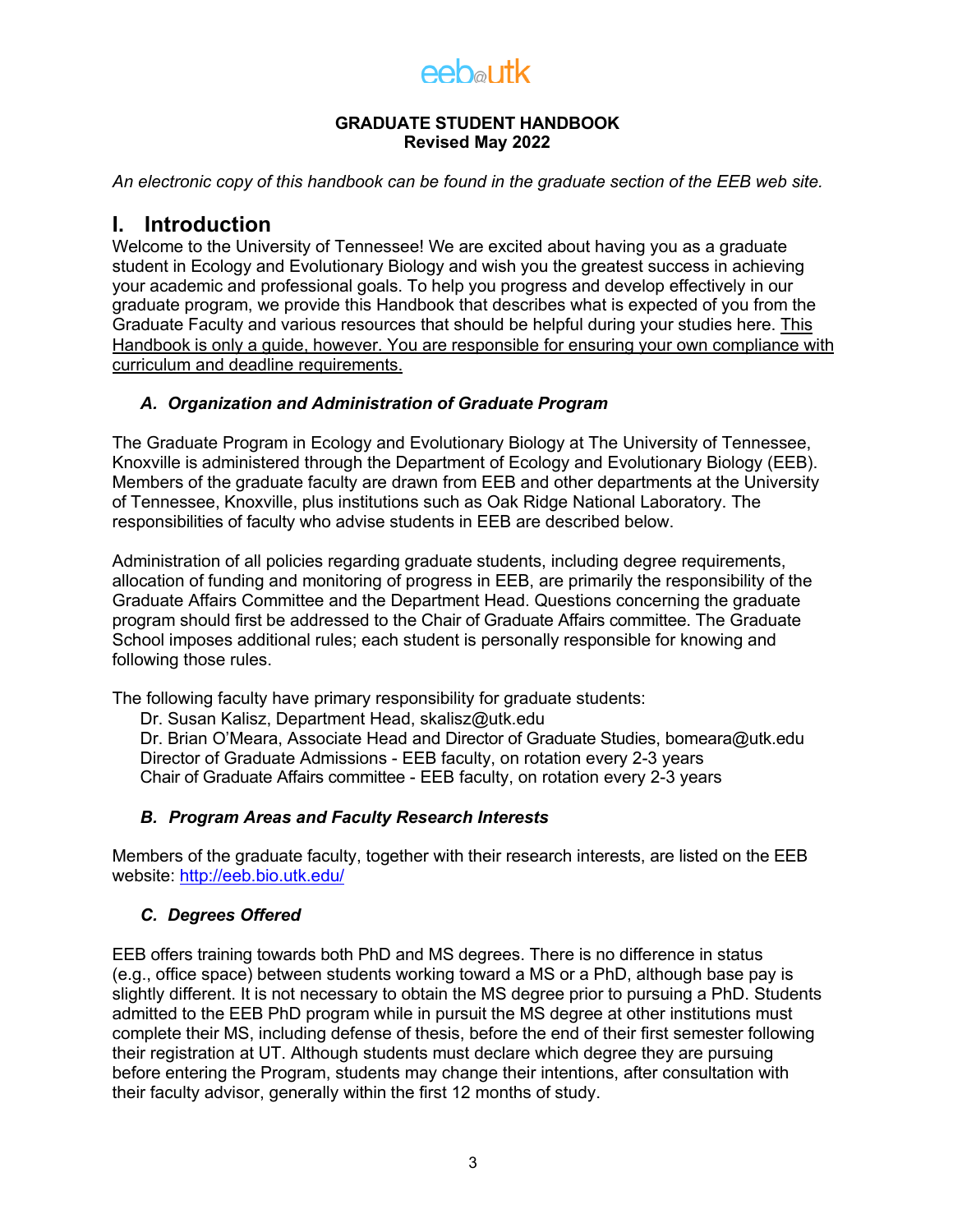eeb@utk

**GRADUATE STUDENT HANDBOOK**
**Revised May 2022**

*An electronic copy of this handbook can be found in the graduate section of the EEB web site.*

# I. Introduction

Welcome to the University of Tennessee! We are excited about having you as a graduate student in Ecology and Evolutionary Biology and wish you the greatest success in achieving your academic and professional goals. To help you progress and develop effectively in our graduate program, we provide this Handbook that describes what is expected of you from the Graduate Faculty and various resources that should be helpful during your studies here. <u>This Handbook is only a guide, however. You are responsible for ensuring your own compliance with curriculum and deadline requirements.</u>

### *A. Organization and Administration of Graduate Program*

The Graduate Program in Ecology and Evolutionary Biology at The University of Tennessee, Knoxville is administered through the Department of Ecology and Evolutionary Biology (EEB). Members of the graduate faculty are drawn from EEB and other departments at the University of Tennessee, Knoxville, plus institutions such as Oak Ridge National Laboratory. The responsibilities of faculty who advise students in EEB are described below.

Administration of all policies regarding graduate students, including degree requirements, allocation of funding and monitoring of progress in EEB, are primarily the responsibility of the Graduate Affairs Committee and the Department Head. Questions concerning the graduate program should first be addressed to the Chair of Graduate Affairs committee. The Graduate School imposes additional rules; each student is personally responsible for knowing and following those rules.

The following faculty have primary responsibility for graduate students:

Dr. Susan Kalisz, Department Head, skalisz@utk.edu
Dr. Brian O'Meara, Associate Head and Director of Graduate Studies, bomeara@utk.edu
Director of Graduate Admissions - EEB faculty, on rotation every 2-3 years
Chair of Graduate Affairs committee - EEB faculty, on rotation every 2-3 years

### *B. Program Areas and Faculty Research Interests*

Members of the graduate faculty, together with their research interests, are listed on the EEB website: http://eeb.bio.utk.edu/

### *C. Degrees Offered*

EEB offers training towards both PhD and MS degrees. There is no difference in status (e.g., office space) between students working toward a MS or a PhD, although base pay is slightly different. It is not necessary to obtain the MS degree prior to pursuing a PhD. Students admitted to the EEB PhD program while in pursuit the MS degree at other institutions must complete their MS, including defense of thesis, before the end of their first semester following their registration at UT. Although students must declare which degree they are pursuing before entering the Program, students may change their intentions, after consultation with their faculty advisor, generally within the first 12 months of study.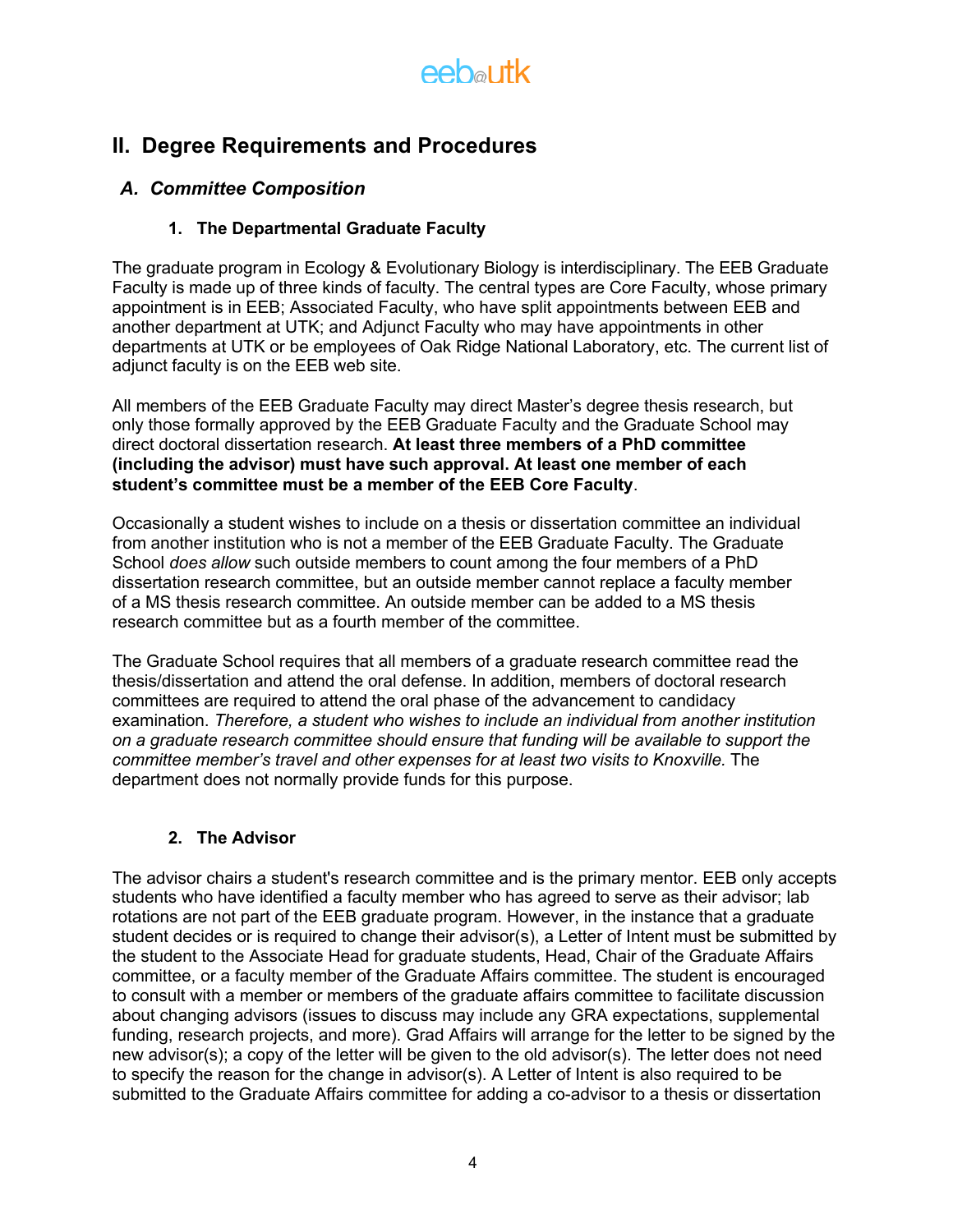## II. Degree Requirements and Procedures

### *A. Committee Composition*

#### 1. The Departmental Graduate Faculty

The graduate program in Ecology & Evolutionary Biology is interdisciplinary. The EEB Graduate Faculty is made up of three kinds of faculty. The central types are Core Faculty, whose primary appointment is in EEB; Associated Faculty, who have split appointments between EEB and another department at UTK; and Adjunct Faculty who may have appointments in other departments at UTK or be employees of Oak Ridge National Laboratory, etc. The current list of adjunct faculty is on the EEB web site.

All members of the EEB Graduate Faculty may direct Master's degree thesis research, but only those formally approved by the EEB Graduate Faculty and the Graduate School may direct doctoral dissertation research. **At least three members of a PhD committee (including the advisor) must have such approval. At least one member of each student's committee must be a member of the EEB Core Faculty**.

Occasionally a student wishes to include on a thesis or dissertation committee an individual from another institution who is not a member of the EEB Graduate Faculty. The Graduate School *does allow* such outside members to count among the four members of a PhD dissertation research committee, but an outside member cannot replace a faculty member of a MS thesis research committee. An outside member can be added to a MS thesis research committee but as a fourth member of the committee.

The Graduate School requires that all members of a graduate research committee read the thesis/dissertation and attend the oral defense. In addition, members of doctoral research committees are required to attend the oral phase of the advancement to candidacy examination. *Therefore, a student who wishes to include an individual from another institution on a graduate research committee should ensure that funding will be available to support the committee member's travel and other expenses for at least two visits to Knoxville.* The department does not normally provide funds for this purpose.

#### 2. The Advisor

The advisor chairs a student's research committee and is the primary mentor. EEB only accepts students who have identified a faculty member who has agreed to serve as their advisor; lab rotations are not part of the EEB graduate program. However, in the instance that a graduate student decides or is required to change their advisor(s), a Letter of Intent must be submitted by the student to the Associate Head for graduate students, Head, Chair of the Graduate Affairs committee, or a faculty member of the Graduate Affairs committee. The student is encouraged to consult with a member or members of the graduate affairs committee to facilitate discussion about changing advisors (issues to discuss may include any GRA expectations, supplemental funding, research projects, and more). Grad Affairs will arrange for the letter to be signed by the new advisor(s); a copy of the letter will be given to the old advisor(s). The letter does not need to specify the reason for the change in advisor(s). A Letter of Intent is also required to be submitted to the Graduate Affairs committee for adding a co-advisor to a thesis or dissertation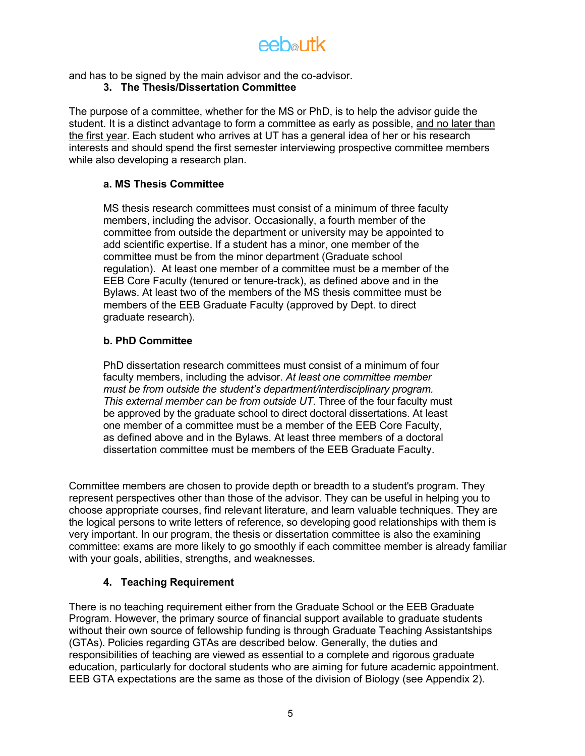and has to be signed by the main advisor and the co-advisor.

### 3. The Thesis/Dissertation Committee

The purpose of a committee, whether for the MS or PhD, is to help the advisor guide the student. It is a distinct advantage to form a committee as early as possible, <u>and no later than the first year</u>. Each student who arrives at UT has a general idea of her or his research interests and should spend the first semester interviewing prospective committee members while also developing a research plan.

#### a. MS Thesis Committee

MS thesis research committees must consist of a minimum of three faculty members, including the advisor. Occasionally, a fourth member of the committee from outside the department or university may be appointed to add scientific expertise. If a student has a minor, one member of the committee must be from the minor department (Graduate school regulation). At least one member of a committee must be a member of the EEB Core Faculty (tenured or tenure-track), as defined above and in the Bylaws. At least two of the members of the MS thesis committee must be members of the EEB Graduate Faculty (approved by Dept. to direct graduate research).

#### b. PhD Committee

PhD dissertation research committees must consist of a minimum of four faculty members, including the advisor. *At least one committee member must be from outside the student's department/interdisciplinary program. This external member can be from outside UT*. Three of the four faculty must be approved by the graduate school to direct doctoral dissertations. At least one member of a committee must be a member of the EEB Core Faculty, as defined above and in the Bylaws. At least three members of a doctoral dissertation committee must be members of the EEB Graduate Faculty.

Committee members are chosen to provide depth or breadth to a student's program. They represent perspectives other than those of the advisor. They can be useful in helping you to choose appropriate courses, find relevant literature, and learn valuable techniques. They are the logical persons to write letters of reference, so developing good relationships with them is very important. In our program, the thesis or dissertation committee is also the examining committee: exams are more likely to go smoothly if each committee member is already familiar with your goals, abilities, strengths, and weaknesses.

### 4. Teaching Requirement

There is no teaching requirement either from the Graduate School or the EEB Graduate Program. However, the primary source of financial support available to graduate students without their own source of fellowship funding is through Graduate Teaching Assistantships (GTAs). Policies regarding GTAs are described below. Generally, the duties and responsibilities of teaching are viewed as essential to a complete and rigorous graduate education, particularly for doctoral students who are aiming for future academic appointment. EEB GTA expectations are the same as those of the division of Biology (see Appendix 2).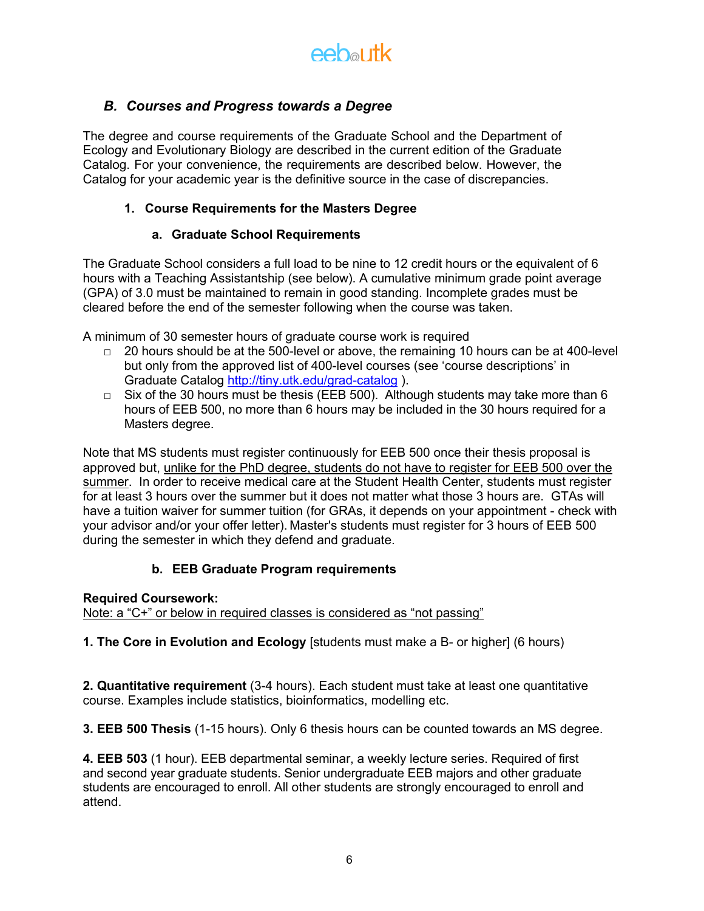### *B. Courses and Progress towards a Degree*

The degree and course requirements of the Graduate School and the Department of Ecology and Evolutionary Biology are described in the current edition of the Graduate Catalog. For your convenience, the requirements are described below. However, the Catalog for your academic year is the definitive source in the case of discrepancies.

#### 1. Course Requirements for the Masters Degree

##### a. Graduate School Requirements

The Graduate School considers a full load to be nine to 12 credit hours or the equivalent of 6 hours with a Teaching Assistantship (see below). A cumulative minimum grade point average (GPA) of 3.0 must be maintained to remain in good standing. Incomplete grades must be cleared before the end of the semester following when the course was taken.

A minimum of 30 semester hours of graduate course work is required

- 20 hours should be at the 500-level or above, the remaining 10 hours can be at 400-level but only from the approved list of 400-level courses (see 'course descriptions' in Graduate Catalog [http://tiny.utk.edu/grad-catalog](http://tiny.utk.edu/grad-catalog) ).
- Six of the 30 hours must be thesis (EEB 500). Although students may take more than 6 hours of EEB 500, no more than 6 hours may be included in the 30 hours required for a Masters degree.

Note that MS students must register continuously for EEB 500 once their thesis proposal is approved but, <u>unlike for the PhD degree, students do not have to register for EEB 500 over the summer</u>. In order to receive medical care at the Student Health Center, students must register for at least 3 hours over the summer but it does not matter what those 3 hours are. GTAs will have a tuition waiver for summer tuition (for GRAs, it depends on your appointment - check with your advisor and/or your offer letter). Master's students must register for 3 hours of EEB 500 during the semester in which they defend and graduate.

##### b. EEB Graduate Program requirements

**Required Coursework:**
<u>Note: a "C+" or below in required classes is considered as "not passing"</u>

**1. The Core in Evolution and Ecology** [students must make a B- or higher] (6 hours)

**2. Quantitative requirement** (3-4 hours). Each student must take at least one quantitative course. Examples include statistics, bioinformatics, modelling etc.

**3. EEB 500 Thesis** (1-15 hours). Only 6 thesis hours can be counted towards an MS degree.

**4. EEB 503** (1 hour). EEB departmental seminar, a weekly lecture series. Required of first and second year graduate students. Senior undergraduate EEB majors and other graduate students are encouraged to enroll. All other students are strongly encouraged to enroll and attend.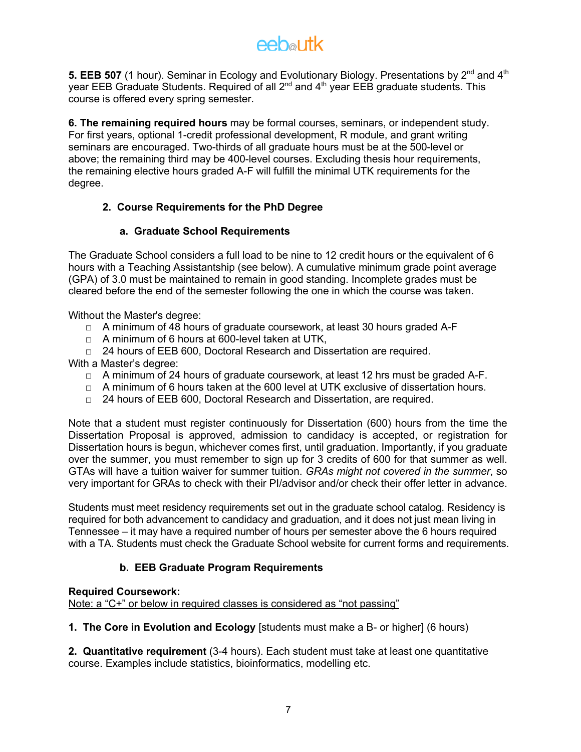**5. EEB 507** (1 hour). Seminar in Ecology and Evolutionary Biology. Presentations by 2nd and 4th year EEB Graduate Students. Required of all 2nd and 4th year EEB graduate students. This course is offered every spring semester.

**6. The remaining required hours** may be formal courses, seminars, or independent study. For first years, optional 1-credit professional development, R module, and grant writing seminars are encouraged. Two-thirds of all graduate hours must be at the 500-level or above; the remaining third may be 400-level courses. Excluding thesis hour requirements, the remaining elective hours graded A-F will fulfill the minimal UTK requirements for the degree.

## 2. Course Requirements for the PhD Degree

### a. Graduate School Requirements

The Graduate School considers a full load to be nine to 12 credit hours or the equivalent of 6 hours with a Teaching Assistantship (see below). A cumulative minimum grade point average (GPA) of 3.0 must be maintained to remain in good standing. Incomplete grades must be cleared before the end of the semester following the one in which the course was taken.

Without the Master's degree:

- A minimum of 48 hours of graduate coursework, at least 30 hours graded A-F
- A minimum of 6 hours at 600-level taken at UTK,
- 24 hours of EEB 600, Doctoral Research and Dissertation are required.

With a Master's degree:

- A minimum of 24 hours of graduate coursework, at least 12 hrs must be graded A-F.
- A minimum of 6 hours taken at the 600 level at UTK exclusive of dissertation hours.
- 24 hours of EEB 600, Doctoral Research and Dissertation, are required.

Note that a student must register continuously for Dissertation (600) hours from the time the Dissertation Proposal is approved, admission to candidacy is accepted, or registration for Dissertation hours is begun, whichever comes first, until graduation. Importantly, if you graduate over the summer, you must remember to sign up for 3 credits of 600 for that summer as well. GTAs will have a tuition waiver for summer tuition. *GRAs might not covered in the summer*, so very important for GRAs to check with their PI/advisor and/or check their offer letter in advance.

Students must meet residency requirements set out in the graduate school catalog. Residency is required for both advancement to candidacy and graduation, and it does not just mean living in Tennessee – it may have a required number of hours per semester above the 6 hours required with a TA. Students must check the Graduate School website for current forms and requirements.

### b. EEB Graduate Program Requirements

**Required Coursework:**
Note: a "C+" or below in required classes is considered as "not passing"

**1. The Core in Evolution and Ecology** [students must make a B- or higher] (6 hours)

**2. Quantitative requirement** (3-4 hours). Each student must take at least one quantitative course. Examples include statistics, bioinformatics, modelling etc.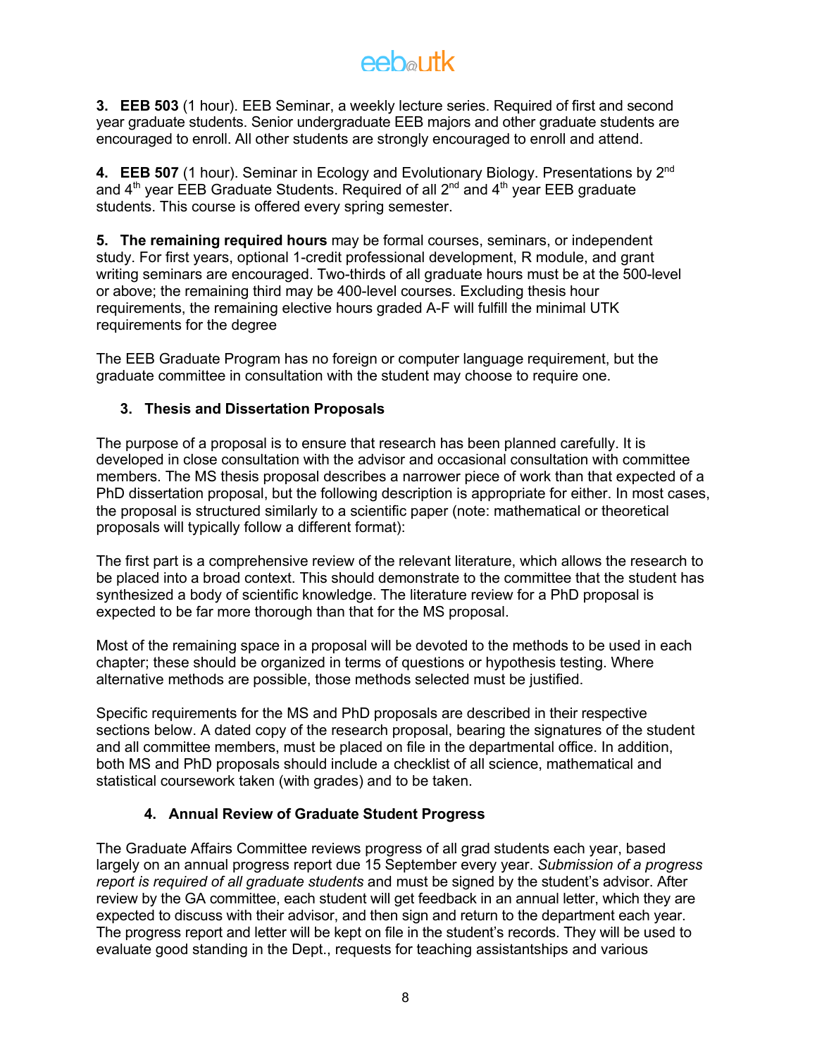**3. EEB 503** (1 hour). EEB Seminar, a weekly lecture series. Required of first and second year graduate students. Senior undergraduate EEB majors and other graduate students are encouraged to enroll. All other students are strongly encouraged to enroll and attend.

**4. EEB 507** (1 hour). Seminar in Ecology and Evolutionary Biology. Presentations by 2nd and 4th year EEB Graduate Students. Required of all 2nd and 4th year EEB graduate students. This course is offered every spring semester.

**5. The remaining required hours** may be formal courses, seminars, or independent study. For first years, optional 1-credit professional development, R module, and grant writing seminars are encouraged. Two-thirds of all graduate hours must be at the 500-level or above; the remaining third may be 400-level courses. Excluding thesis hour requirements, the remaining elective hours graded A-F will fulfill the minimal UTK requirements for the degree

The EEB Graduate Program has no foreign or computer language requirement, but the graduate committee in consultation with the student may choose to require one.

### 3. Thesis and Dissertation Proposals

The purpose of a proposal is to ensure that research has been planned carefully. It is developed in close consultation with the advisor and occasional consultation with committee members. The MS thesis proposal describes a narrower piece of work than that expected of a PhD dissertation proposal, but the following description is appropriate for either. In most cases, the proposal is structured similarly to a scientific paper (note: mathematical or theoretical proposals will typically follow a different format):

The first part is a comprehensive review of the relevant literature, which allows the research to be placed into a broad context. This should demonstrate to the committee that the student has synthesized a body of scientific knowledge. The literature review for a PhD proposal is expected to be far more thorough than that for the MS proposal.

Most of the remaining space in a proposal will be devoted to the methods to be used in each chapter; these should be organized in terms of questions or hypothesis testing. Where alternative methods are possible, those methods selected must be justified.

Specific requirements for the MS and PhD proposals are described in their respective sections below. A dated copy of the research proposal, bearing the signatures of the student and all committee members, must be placed on file in the departmental office. In addition, both MS and PhD proposals should include a checklist of all science, mathematical and statistical coursework taken (with grades) and to be taken.

### 4. Annual Review of Graduate Student Progress

The Graduate Affairs Committee reviews progress of all grad students each year, based largely on an annual progress report due 15 September every year. *Submission of a progress report is required of all graduate students* and must be signed by the student's advisor. After review by the GA committee, each student will get feedback in an annual letter, which they are expected to discuss with their advisor, and then sign and return to the department each year. The progress report and letter will be kept on file in the student's records. They will be used to evaluate good standing in the Dept., requests for teaching assistantships and various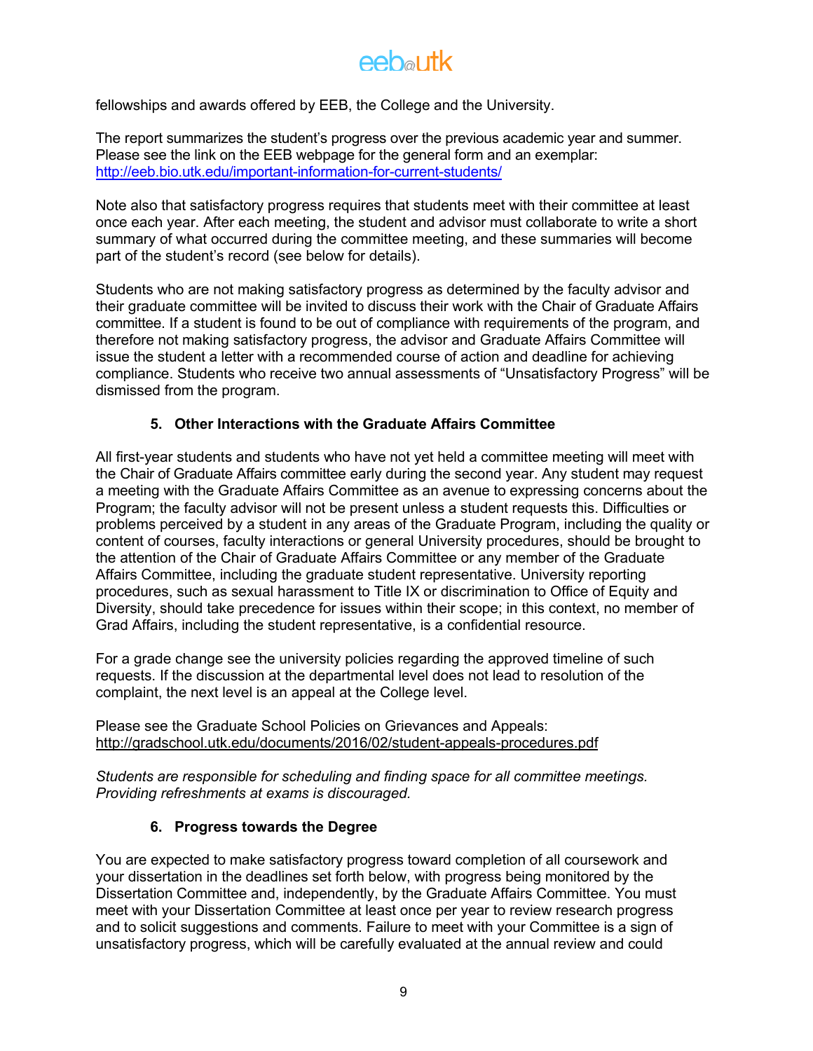fellowships and awards offered by EEB, the College and the University.

The report summarizes the student's progress over the previous academic year and summer. Please see the link on the EEB webpage for the general form and an exemplar: [http://eeb.bio.utk.edu/important-information-for-current-students/](http://eeb.bio.utk.edu/important-information-for-current-students/)

Note also that satisfactory progress requires that students meet with their committee at least once each year. After each meeting, the student and advisor must collaborate to write a short summary of what occurred during the committee meeting, and these summaries will become part of the student's record (see below for details).

Students who are not making satisfactory progress as determined by the faculty advisor and their graduate committee will be invited to discuss their work with the Chair of Graduate Affairs committee. If a student is found to be out of compliance with requirements of the program, and therefore not making satisfactory progress, the advisor and Graduate Affairs Committee will issue the student a letter with a recommended course of action and deadline for achieving compliance. Students who receive two annual assessments of "Unsatisfactory Progress" will be dismissed from the program.

### 5. Other Interactions with the Graduate Affairs Committee

All first-year students and students who have not yet held a committee meeting will meet with the Chair of Graduate Affairs committee early during the second year. Any student may request a meeting with the Graduate Affairs Committee as an avenue to expressing concerns about the Program; the faculty advisor will not be present unless a student requests this. Difficulties or problems perceived by a student in any areas of the Graduate Program, including the quality or content of courses, faculty interactions or general University procedures, should be brought to the attention of the Chair of Graduate Affairs Committee or any member of the Graduate Affairs Committee, including the graduate student representative. University reporting procedures, such as sexual harassment to Title IX or discrimination to Office of Equity and Diversity, should take precedence for issues within their scope; in this context, no member of Grad Affairs, including the student representative, is a confidential resource.

For a grade change see the university policies regarding the approved timeline of such requests. If the discussion at the departmental level does not lead to resolution of the complaint, the next level is an appeal at the College level.

Please see the Graduate School Policies on Grievances and Appeals: [http://gradschool.utk.edu/documents/2016/02/student-appeals-procedures.pdf](http://gradschool.utk.edu/documents/2016/02/student-appeals-procedures.pdf)

*Students are responsible for scheduling and finding space for all committee meetings. Providing refreshments at exams is discouraged.*

### 6. Progress towards the Degree

You are expected to make satisfactory progress toward completion of all coursework and your dissertation in the deadlines set forth below, with progress being monitored by the Dissertation Committee and, independently, by the Graduate Affairs Committee. You must meet with your Dissertation Committee at least once per year to review research progress and to solicit suggestions and comments. Failure to meet with your Committee is a sign of unsatisfactory progress, which will be carefully evaluated at the annual review and could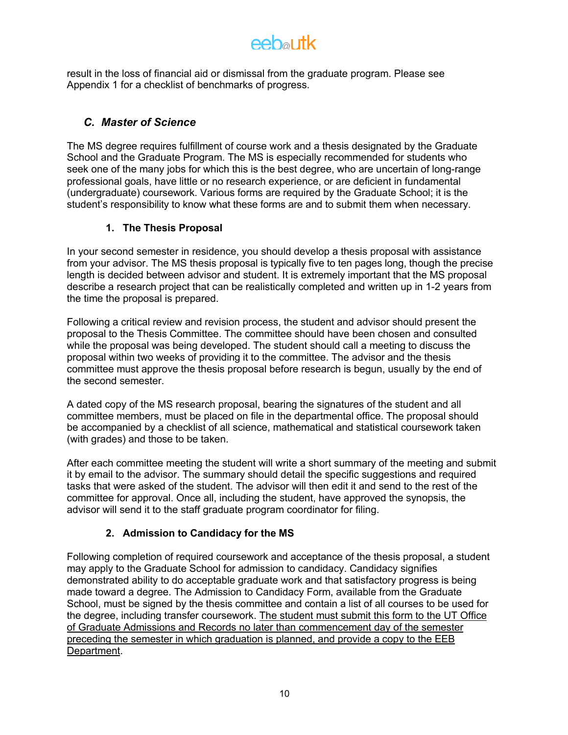result in the loss of financial aid or dismissal from the graduate program. Please see Appendix 1 for a checklist of benchmarks of progress.

### *C. Master of Science*

The MS degree requires fulfillment of course work and a thesis designated by the Graduate School and the Graduate Program. The MS is especially recommended for students who seek one of the many jobs for which this is the best degree, who are uncertain of long-range professional goals, have little or no research experience, or are deficient in fundamental (undergraduate) coursework. Various forms are required by the Graduate School; it is the student's responsibility to know what these forms are and to submit them when necessary.

#### 1. The Thesis Proposal

In your second semester in residence, you should develop a thesis proposal with assistance from your advisor. The MS thesis proposal is typically five to ten pages long, though the precise length is decided between advisor and student. It is extremely important that the MS proposal describe a research project that can be realistically completed and written up in 1-2 years from the time the proposal is prepared.

Following a critical review and revision process, the student and advisor should present the proposal to the Thesis Committee. The committee should have been chosen and consulted while the proposal was being developed. The student should call a meeting to discuss the proposal within two weeks of providing it to the committee. The advisor and the thesis committee must approve the thesis proposal before research is begun, usually by the end of the second semester.

A dated copy of the MS research proposal, bearing the signatures of the student and all committee members, must be placed on file in the departmental office. The proposal should be accompanied by a checklist of all science, mathematical and statistical coursework taken (with grades) and those to be taken.

After each committee meeting the student will write a short summary of the meeting and submit it by email to the advisor. The summary should detail the specific suggestions and required tasks that were asked of the student. The advisor will then edit it and send to the rest of the committee for approval. Once all, including the student, have approved the synopsis, the advisor will send it to the staff graduate program coordinator for filing.

#### 2. Admission to Candidacy for the MS

Following completion of required coursework and acceptance of the thesis proposal, a student may apply to the Graduate School for admission to candidacy. Candidacy signifies demonstrated ability to do acceptable graduate work and that satisfactory progress is being made toward a degree. The Admission to Candidacy Form, available from the Graduate School, must be signed by the thesis committee and contain a list of all courses to be used for the degree, including transfer coursework. <u>The student must submit this form to the UT Office of Graduate Admissions and Records no later than commencement day of the semester preceding the semester in which graduation is planned, and provide a copy to the EEB Department</u>.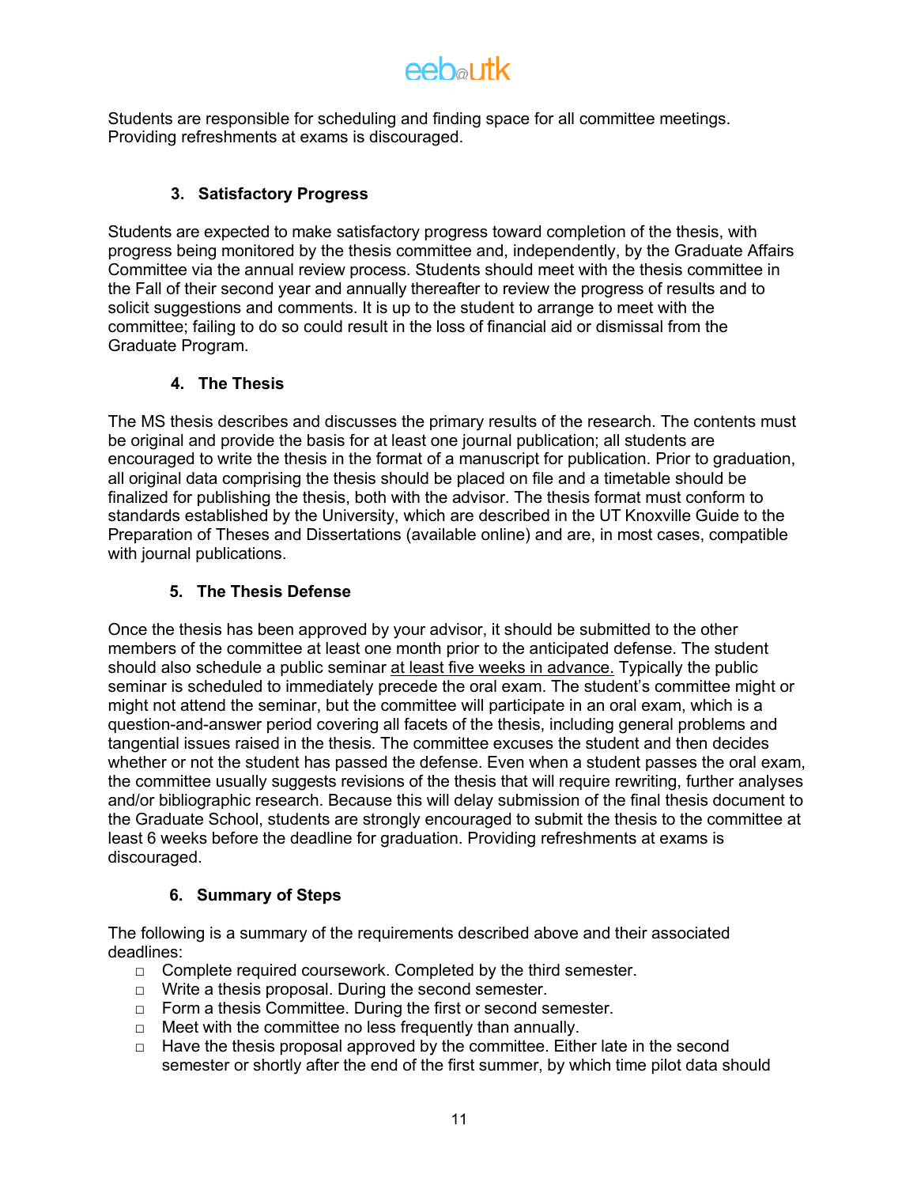Students are responsible for scheduling and finding space for all committee meetings. Providing refreshments at exams is discouraged.

### 3. Satisfactory Progress

Students are expected to make satisfactory progress toward completion of the thesis, with progress being monitored by the thesis committee and, independently, by the Graduate Affairs Committee via the annual review process. Students should meet with the thesis committee in the Fall of their second year and annually thereafter to review the progress of results and to solicit suggestions and comments. It is up to the student to arrange to meet with the committee; failing to do so could result in the loss of financial aid or dismissal from the Graduate Program.

### 4. The Thesis

The MS thesis describes and discusses the primary results of the research. The contents must be original and provide the basis for at least one journal publication; all students are encouraged to write the thesis in the format of a manuscript for publication. Prior to graduation, all original data comprising the thesis should be placed on file and a timetable should be finalized for publishing the thesis, both with the advisor. The thesis format must conform to standards established by the University, which are described in the UT Knoxville Guide to the Preparation of Theses and Dissertations (available online) and are, in most cases, compatible with journal publications.

### 5. The Thesis Defense

Once the thesis has been approved by your advisor, it should be submitted to the other members of the committee at least one month prior to the anticipated defense. The student should also schedule a public seminar <u>at least five weeks in advance.</u> Typically the public seminar is scheduled to immediately precede the oral exam. The student's committee might or might not attend the seminar, but the committee will participate in an oral exam, which is a question-and-answer period covering all facets of the thesis, including general problems and tangential issues raised in the thesis. The committee excuses the student and then decides whether or not the student has passed the defense. Even when a student passes the oral exam, the committee usually suggests revisions of the thesis that will require rewriting, further analyses and/or bibliographic research. Because this will delay submission of the final thesis document to the Graduate School, students are strongly encouraged to submit the thesis to the committee at least 6 weeks before the deadline for graduation. Providing refreshments at exams is discouraged.

### 6. Summary of Steps

The following is a summary of the requirements described above and their associated deadlines:

- ☐ Complete required coursework. Completed by the third semester.
- ☐ Write a thesis proposal. During the second semester.
- ☐ Form a thesis Committee. During the first or second semester.
- ☐ Meet with the committee no less frequently than annually.
- ☐ Have the thesis proposal approved by the committee. Either late in the second semester or shortly after the end of the first summer, by which time pilot data should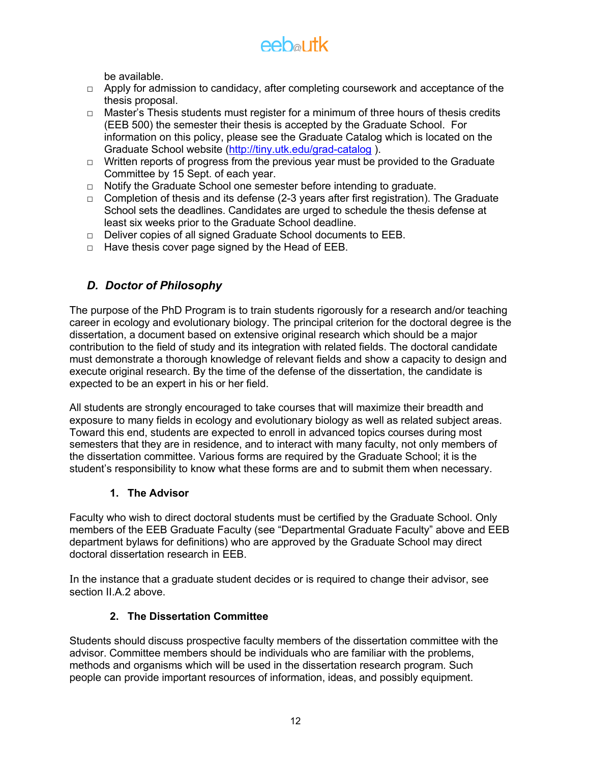be available.

- Apply for admission to candidacy, after completing coursework and acceptance of the thesis proposal.
- Master's Thesis students must register for a minimum of three hours of thesis credits (EEB 500) the semester their thesis is accepted by the Graduate School. For information on this policy, please see the Graduate Catalog which is located on the Graduate School website ([http://tiny.utk.edu/grad-catalog](http://tiny.utk.edu/grad-catalog) ).
- Written reports of progress from the previous year must be provided to the Graduate Committee by 15 Sept. of each year.
- Notify the Graduate School one semester before intending to graduate.
- Completion of thesis and its defense (2-3 years after first registration). The Graduate School sets the deadlines. Candidates are urged to schedule the thesis defense at least six weeks prior to the Graduate School deadline.
- Deliver copies of all signed Graduate School documents to EEB.
- Have thesis cover page signed by the Head of EEB.

## *D. Doctor of Philosophy*

The purpose of the PhD Program is to train students rigorously for a research and/or teaching career in ecology and evolutionary biology. The principal criterion for the doctoral degree is the dissertation, a document based on extensive original research which should be a major contribution to the field of study and its integration with related fields. The doctoral candidate must demonstrate a thorough knowledge of relevant fields and show a capacity to design and execute original research. By the time of the defense of the dissertation, the candidate is expected to be an expert in his or her field.

All students are strongly encouraged to take courses that will maximize their breadth and exposure to many fields in ecology and evolutionary biology as well as related subject areas. Toward this end, students are expected to enroll in advanced topics courses during most semesters that they are in residence, and to interact with many faculty, not only members of the dissertation committee. Various forms are required by the Graduate School; it is the student's responsibility to know what these forms are and to submit them when necessary.

### 1. The Advisor

Faculty who wish to direct doctoral students must be certified by the Graduate School. Only members of the EEB Graduate Faculty (see "Departmental Graduate Faculty" above and EEB department bylaws for definitions) who are approved by the Graduate School may direct doctoral dissertation research in EEB.

In the instance that a graduate student decides or is required to change their advisor, see section II.A.2 above.

### 2. The Dissertation Committee

Students should discuss prospective faculty members of the dissertation committee with the advisor. Committee members should be individuals who are familiar with the problems, methods and organisms which will be used in the dissertation research program. Such people can provide important resources of information, ideas, and possibly equipment.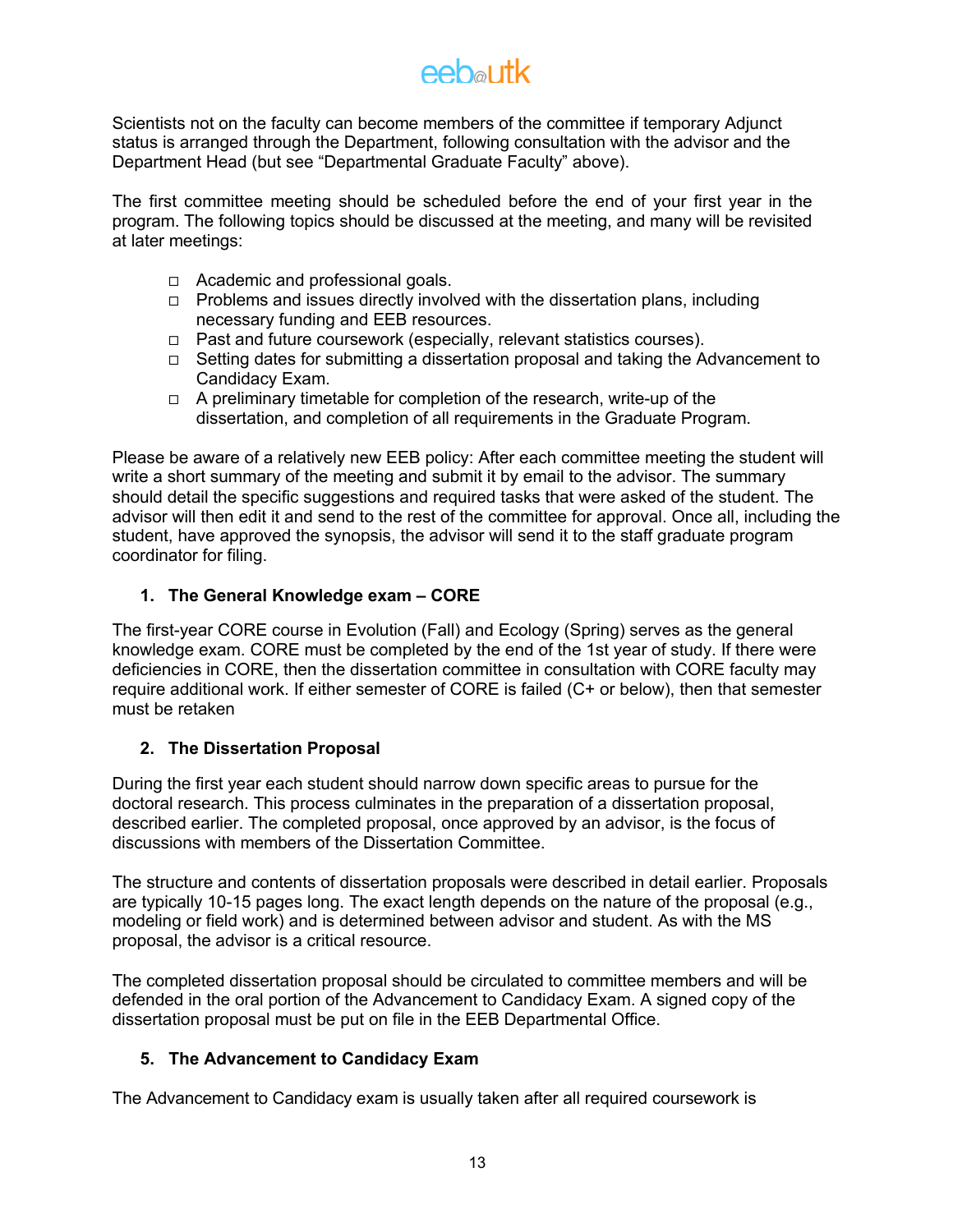Scientists not on the faculty can become members of the committee if temporary Adjunct status is arranged through the Department, following consultation with the advisor and the Department Head (but see "Departmental Graduate Faculty" above).

The first committee meeting should be scheduled before the end of your first year in the program. The following topics should be discussed at the meeting, and many will be revisited at later meetings:

- Academic and professional goals.
- Problems and issues directly involved with the dissertation plans, including necessary funding and EEB resources.
- Past and future coursework (especially, relevant statistics courses).
- Setting dates for submitting a dissertation proposal and taking the Advancement to Candidacy Exam.
- A preliminary timetable for completion of the research, write-up of the dissertation, and completion of all requirements in the Graduate Program.

Please be aware of a relatively new EEB policy: After each committee meeting the student will write a short summary of the meeting and submit it by email to the advisor. The summary should detail the specific suggestions and required tasks that were asked of the student. The advisor will then edit it and send to the rest of the committee for approval. Once all, including the student, have approved the synopsis, the advisor will send it to the staff graduate program coordinator for filing.

### 1. The General Knowledge exam – CORE

The first-year CORE course in Evolution (Fall) and Ecology (Spring) serves as the general knowledge exam. CORE must be completed by the end of the 1st year of study. If there were deficiencies in CORE, then the dissertation committee in consultation with CORE faculty may require additional work. If either semester of CORE is failed (C+ or below), then that semester must be retaken

### 2. The Dissertation Proposal

During the first year each student should narrow down specific areas to pursue for the doctoral research. This process culminates in the preparation of a dissertation proposal, described earlier. The completed proposal, once approved by an advisor, is the focus of discussions with members of the Dissertation Committee.

The structure and contents of dissertation proposals were described in detail earlier. Proposals are typically 10-15 pages long. The exact length depends on the nature of the proposal (e.g., modeling or field work) and is determined between advisor and student. As with the MS proposal, the advisor is a critical resource.

The completed dissertation proposal should be circulated to committee members and will be defended in the oral portion of the Advancement to Candidacy Exam. A signed copy of the dissertation proposal must be put on file in the EEB Departmental Office.

### 5. The Advancement to Candidacy Exam

The Advancement to Candidacy exam is usually taken after all required coursework is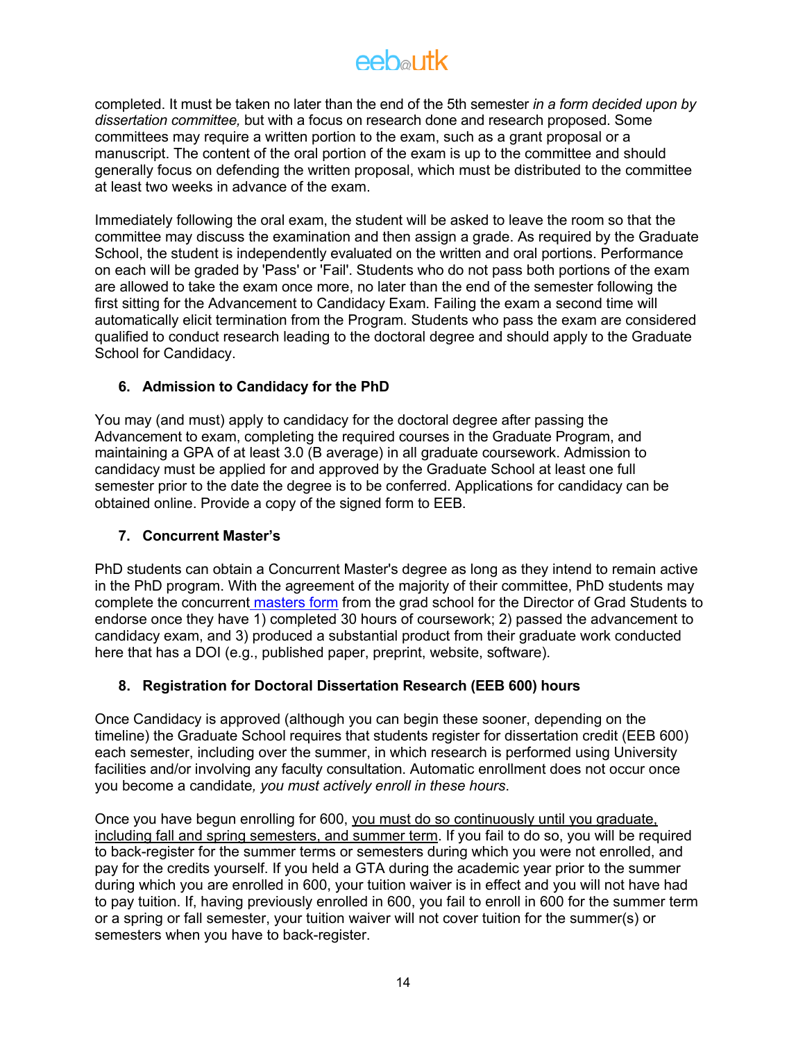completed. It must be taken no later than the end of the 5th semester *in a form decided upon by dissertation committee,* but with a focus on research done and research proposed. Some committees may require a written portion to the exam, such as a grant proposal or a manuscript. The content of the oral portion of the exam is up to the committee and should generally focus on defending the written proposal, which must be distributed to the committee at least two weeks in advance of the exam.

Immediately following the oral exam, the student will be asked to leave the room so that the committee may discuss the examination and then assign a grade. As required by the Graduate School, the student is independently evaluated on the written and oral portions. Performance on each will be graded by 'Pass' or 'Fail'. Students who do not pass both portions of the exam are allowed to take the exam once more, no later than the end of the semester following the first sitting for the Advancement to Candidacy Exam. Failing the exam a second time will automatically elicit termination from the Program. Students who pass the exam are considered qualified to conduct research leading to the doctoral degree and should apply to the Graduate School for Candidacy.

### 6. Admission to Candidacy for the PhD

You may (and must) apply to candidacy for the doctoral degree after passing the Advancement to exam, completing the required courses in the Graduate Program, and maintaining a GPA of at least 3.0 (B average) in all graduate coursework. Admission to candidacy must be applied for and approved by the Graduate School at least one full semester prior to the date the degree is to be conferred. Applications for candidacy can be obtained online. Provide a copy of the signed form to EEB.

### 7. Concurrent Master's

PhD students can obtain a Concurrent Master's degree as long as they intend to remain active in the PhD program. With the agreement of the majority of their committee, PhD students may complete the concurrent masters form from the grad school for the Director of Grad Students to endorse once they have 1) completed 30 hours of coursework; 2) passed the advancement to candidacy exam, and 3) produced a substantial product from their graduate work conducted here that has a DOI (e.g., published paper, preprint, website, software).

### 8. Registration for Doctoral Dissertation Research (EEB 600) hours

Once Candidacy is approved (although you can begin these sooner, depending on the timeline) the Graduate School requires that students register for dissertation credit (EEB 600) each semester, including over the summer, in which research is performed using University facilities and/or involving any faculty consultation. Automatic enrollment does not occur once you become a candidate*, you must actively enroll in these hours*.

Once you have begun enrolling for 600, you must do so continuously until you graduate, including fall and spring semesters, and summer term. If you fail to do so, you will be required to back-register for the summer terms or semesters during which you were not enrolled, and pay for the credits yourself. If you held a GTA during the academic year prior to the summer during which you are enrolled in 600, your tuition waiver is in effect and you will not have had to pay tuition. If, having previously enrolled in 600, you fail to enroll in 600 for the summer term or a spring or fall semester, your tuition waiver will not cover tuition for the summer(s) or semesters when you have to back-register.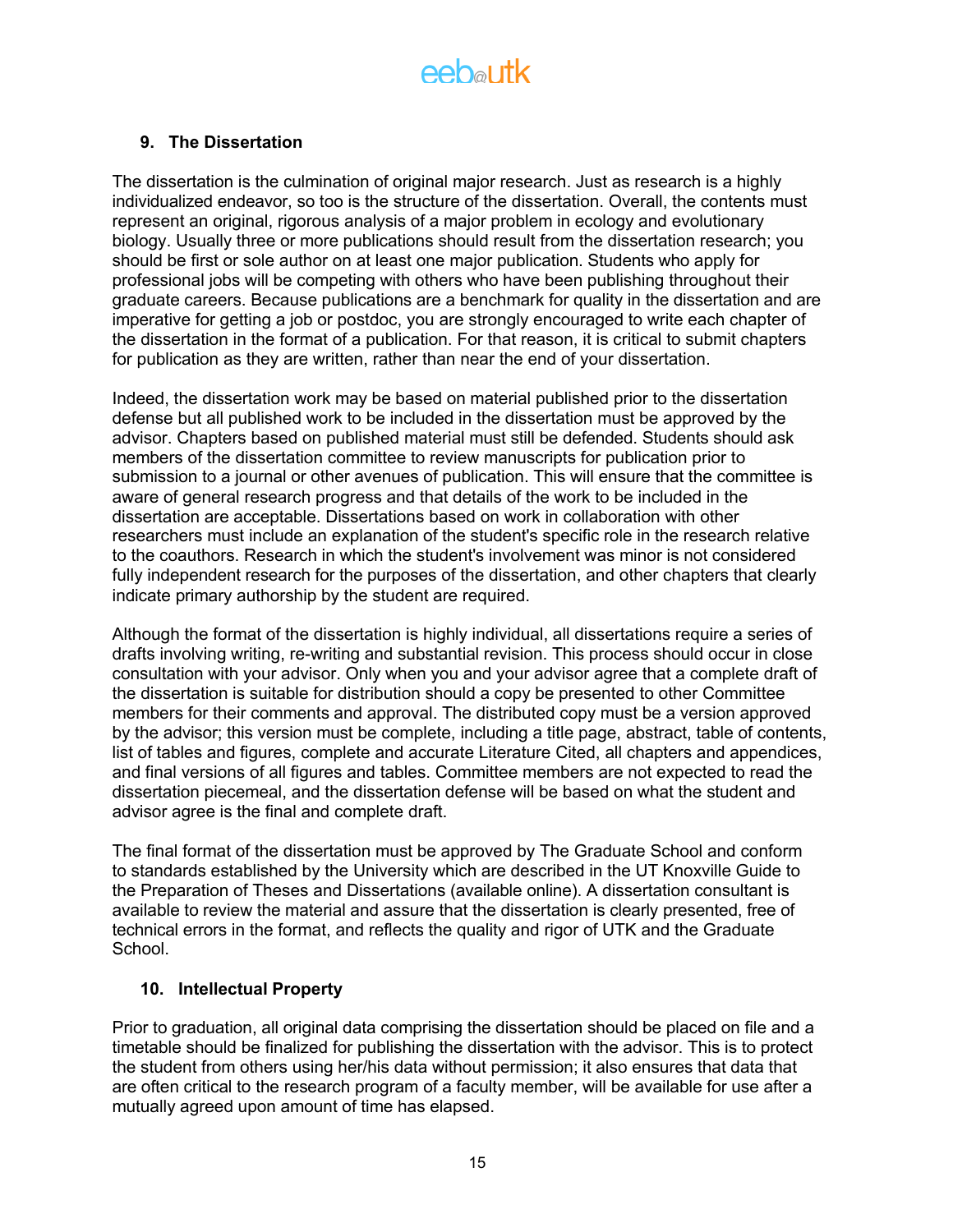## 9. The Dissertation

The dissertation is the culmination of original major research. Just as research is a highly individualized endeavor, so too is the structure of the dissertation. Overall, the contents must represent an original, rigorous analysis of a major problem in ecology and evolutionary biology. Usually three or more publications should result from the dissertation research; you should be first or sole author on at least one major publication. Students who apply for professional jobs will be competing with others who have been publishing throughout their graduate careers. Because publications are a benchmark for quality in the dissertation and are imperative for getting a job or postdoc, you are strongly encouraged to write each chapter of the dissertation in the format of a publication. For that reason, it is critical to submit chapters for publication as they are written, rather than near the end of your dissertation.

Indeed, the dissertation work may be based on material published prior to the dissertation defense but all published work to be included in the dissertation must be approved by the advisor. Chapters based on published material must still be defended. Students should ask members of the dissertation committee to review manuscripts for publication prior to submission to a journal or other avenues of publication. This will ensure that the committee is aware of general research progress and that details of the work to be included in the dissertation are acceptable. Dissertations based on work in collaboration with other researchers must include an explanation of the student's specific role in the research relative to the coauthors. Research in which the student's involvement was minor is not considered fully independent research for the purposes of the dissertation, and other chapters that clearly indicate primary authorship by the student are required.

Although the format of the dissertation is highly individual, all dissertations require a series of drafts involving writing, re-writing and substantial revision. This process should occur in close consultation with your advisor. Only when you and your advisor agree that a complete draft of the dissertation is suitable for distribution should a copy be presented to other Committee members for their comments and approval. The distributed copy must be a version approved by the advisor; this version must be complete, including a title page, abstract, table of contents, list of tables and figures, complete and accurate Literature Cited, all chapters and appendices, and final versions of all figures and tables. Committee members are not expected to read the dissertation piecemeal, and the dissertation defense will be based on what the student and advisor agree is the final and complete draft.

The final format of the dissertation must be approved by The Graduate School and conform to standards established by the University which are described in the UT Knoxville Guide to the Preparation of Theses and Dissertations (available online). A dissertation consultant is available to review the material and assure that the dissertation is clearly presented, free of technical errors in the format, and reflects the quality and rigor of UTK and the Graduate School.

## 10. Intellectual Property

Prior to graduation, all original data comprising the dissertation should be placed on file and a timetable should be finalized for publishing the dissertation with the advisor. This is to protect the student from others using her/his data without permission; it also ensures that data that are often critical to the research program of a faculty member, will be available for use after a mutually agreed upon amount of time has elapsed.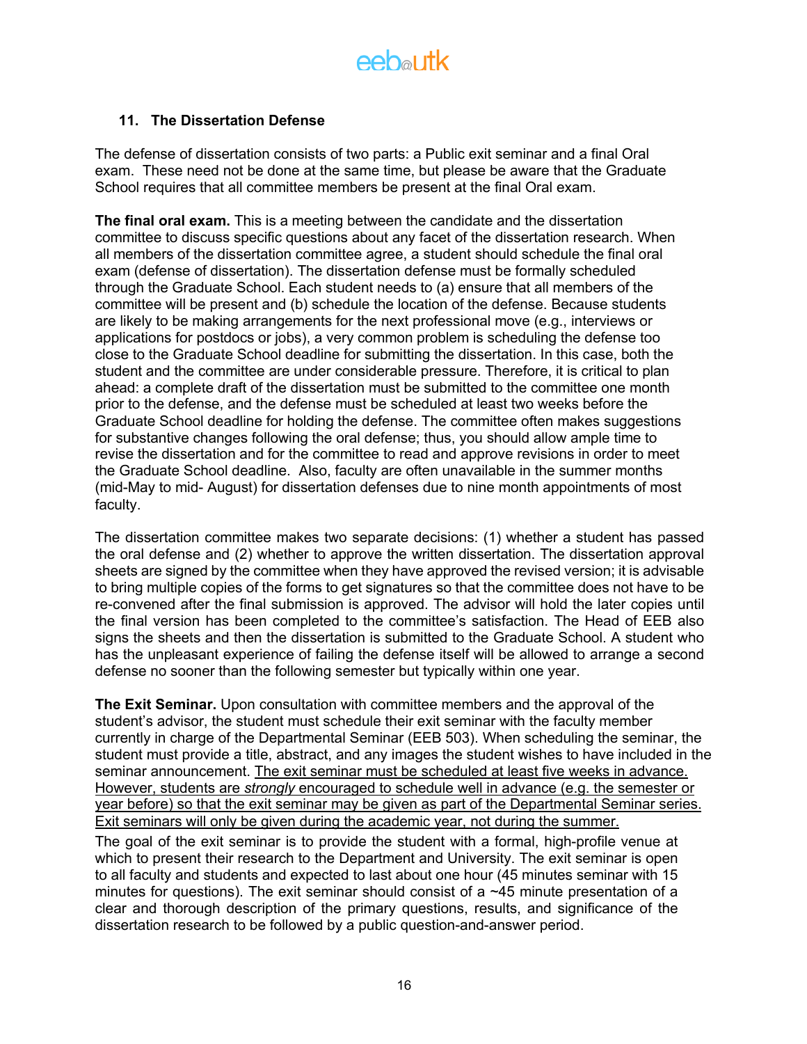### 11. The Dissertation Defense

The defense of dissertation consists of two parts: a Public exit seminar and a final Oral exam. These need not be done at the same time, but please be aware that the Graduate School requires that all committee members be present at the final Oral exam.

**The final oral exam.** This is a meeting between the candidate and the dissertation committee to discuss specific questions about any facet of the dissertation research. When all members of the dissertation committee agree, a student should schedule the final oral exam (defense of dissertation). The dissertation defense must be formally scheduled through the Graduate School. Each student needs to (a) ensure that all members of the committee will be present and (b) schedule the location of the defense. Because students are likely to be making arrangements for the next professional move (e.g., interviews or applications for postdocs or jobs), a very common problem is scheduling the defense too close to the Graduate School deadline for submitting the dissertation. In this case, both the student and the committee are under considerable pressure. Therefore, it is critical to plan ahead: a complete draft of the dissertation must be submitted to the committee one month prior to the defense, and the defense must be scheduled at least two weeks before the Graduate School deadline for holding the defense. The committee often makes suggestions for substantive changes following the oral defense; thus, you should allow ample time to revise the dissertation and for the committee to read and approve revisions in order to meet the Graduate School deadline. Also, faculty are often unavailable in the summer months (mid-May to mid- August) for dissertation defenses due to nine month appointments of most faculty.

The dissertation committee makes two separate decisions: (1) whether a student has passed the oral defense and (2) whether to approve the written dissertation. The dissertation approval sheets are signed by the committee when they have approved the revised version; it is advisable to bring multiple copies of the forms to get signatures so that the committee does not have to be re-convened after the final submission is approved. The advisor will hold the later copies until the final version has been completed to the committee's satisfaction. The Head of EEB also signs the sheets and then the dissertation is submitted to the Graduate School. A student who has the unpleasant experience of failing the defense itself will be allowed to arrange a second defense no sooner than the following semester but typically within one year.

**The Exit Seminar.** Upon consultation with committee members and the approval of the student's advisor, the student must schedule their exit seminar with the faculty member currently in charge of the Departmental Seminar (EEB 503). When scheduling the seminar, the student must provide a title, abstract, and any images the student wishes to have included in the seminar announcement. The exit seminar must be scheduled at least five weeks in advance. However, students are *strongly* encouraged to schedule well in advance (e.g. the semester or year before) so that the exit seminar may be given as part of the Departmental Seminar series. Exit seminars will only be given during the academic year, not during the summer.

The goal of the exit seminar is to provide the student with a formal, high-profile venue at which to present their research to the Department and University. The exit seminar is open to all faculty and students and expected to last about one hour (45 minutes seminar with 15 minutes for questions). The exit seminar should consist of a ~45 minute presentation of a clear and thorough description of the primary questions, results, and significance of the dissertation research to be followed by a public question-and-answer period.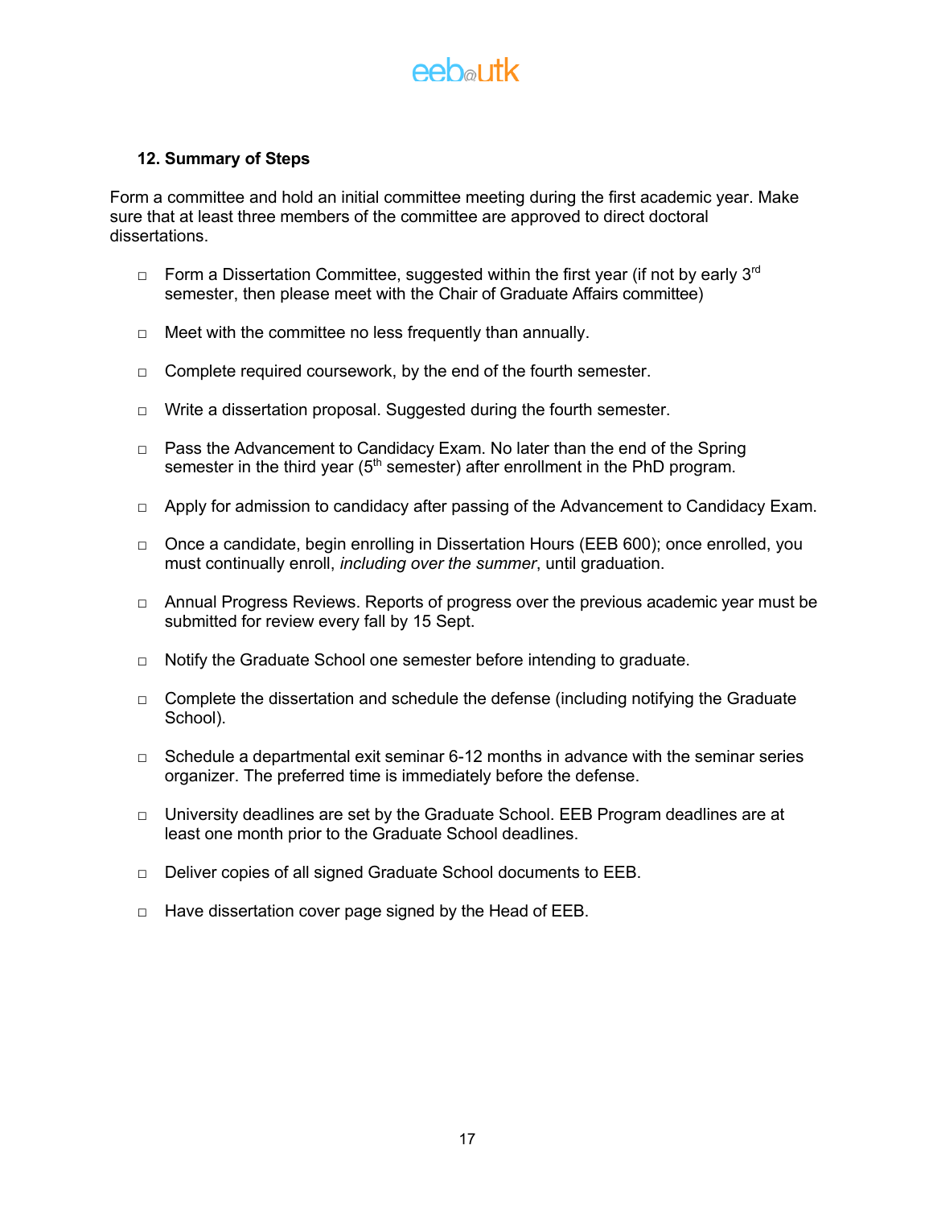## 12. Summary of Steps

Form a committee and hold an initial committee meeting during the first academic year. Make sure that at least three members of the committee are approved to direct doctoral dissertations.

- □ Form a Dissertation Committee, suggested within the first year (if not by early 3rd semester, then please meet with the Chair of Graduate Affairs committee)
- □ Meet with the committee no less frequently than annually.
- □ Complete required coursework, by the end of the fourth semester.
- □ Write a dissertation proposal. Suggested during the fourth semester.
- □ Pass the Advancement to Candidacy Exam. No later than the end of the Spring semester in the third year (5th semester) after enrollment in the PhD program.
- □ Apply for admission to candidacy after passing of the Advancement to Candidacy Exam.
- □ Once a candidate, begin enrolling in Dissertation Hours (EEB 600); once enrolled, you must continually enroll, *including over the summer*, until graduation.
- □ Annual Progress Reviews. Reports of progress over the previous academic year must be submitted for review every fall by 15 Sept.
- □ Notify the Graduate School one semester before intending to graduate.
- □ Complete the dissertation and schedule the defense (including notifying the Graduate School).
- □ Schedule a departmental exit seminar 6-12 months in advance with the seminar series organizer. The preferred time is immediately before the defense.
- □ University deadlines are set by the Graduate School. EEB Program deadlines are at least one month prior to the Graduate School deadlines.
- □ Deliver copies of all signed Graduate School documents to EEB.
- □ Have dissertation cover page signed by the Head of EEB.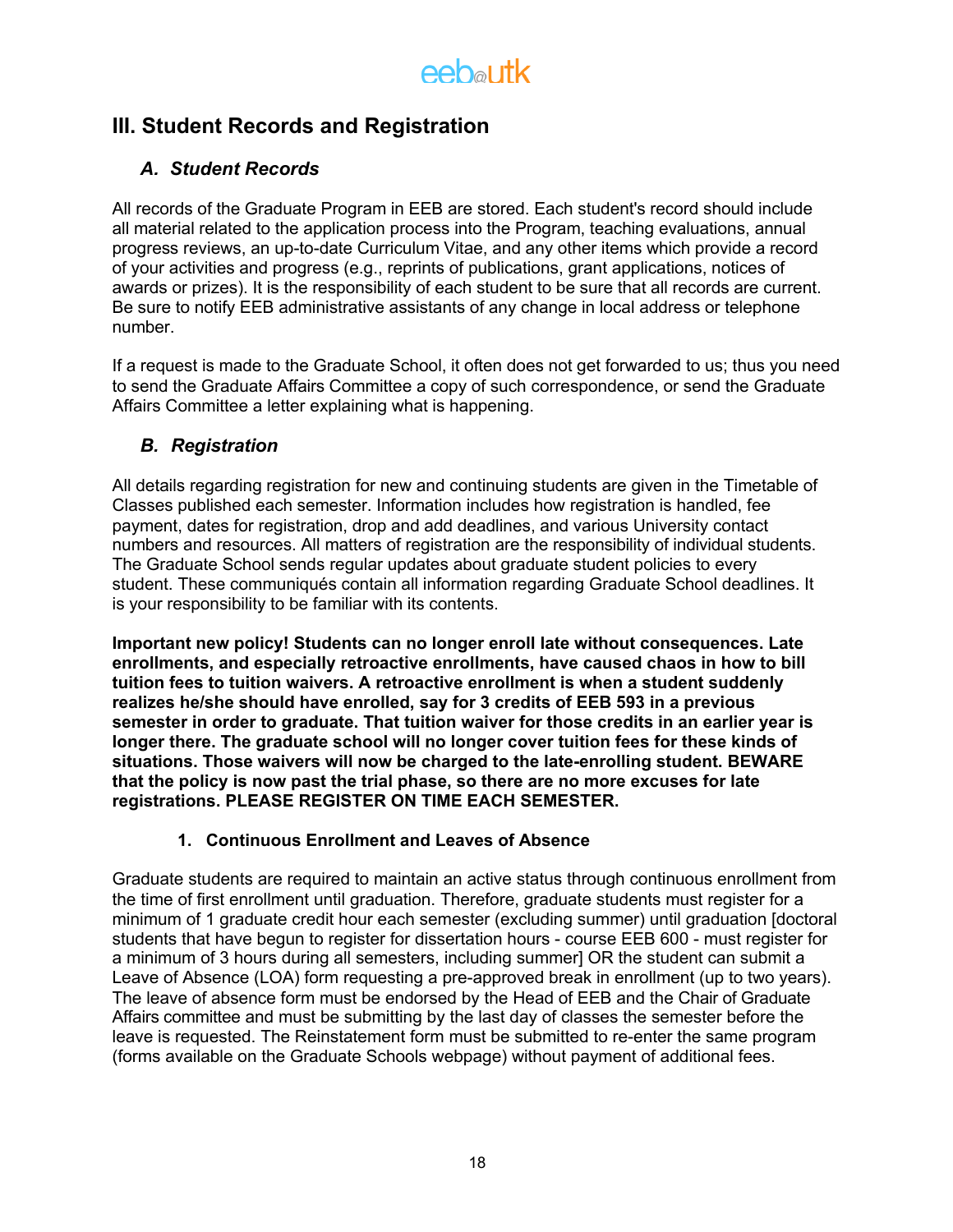## III. Student Records and Registration

### *A. Student Records*

All records of the Graduate Program in EEB are stored. Each student's record should include all material related to the application process into the Program, teaching evaluations, annual progress reviews, an up-to-date Curriculum Vitae, and any other items which provide a record of your activities and progress (e.g., reprints of publications, grant applications, notices of awards or prizes). It is the responsibility of each student to be sure that all records are current. Be sure to notify EEB administrative assistants of any change in local address or telephone number.

If a request is made to the Graduate School, it often does not get forwarded to us; thus you need to send the Graduate Affairs Committee a copy of such correspondence, or send the Graduate Affairs Committee a letter explaining what is happening.

### *B. Registration*

All details regarding registration for new and continuing students are given in the Timetable of Classes published each semester. Information includes how registration is handled, fee payment, dates for registration, drop and add deadlines, and various University contact numbers and resources. All matters of registration are the responsibility of individual students. The Graduate School sends regular updates about graduate student policies to every student. These communiqués contain all information regarding Graduate School deadlines. It is your responsibility to be familiar with its contents.

**Important new policy! Students can no longer enroll late without consequences. Late enrollments, and especially retroactive enrollments, have caused chaos in how to bill tuition fees to tuition waivers. A retroactive enrollment is when a student suddenly realizes he/she should have enrolled, say for 3 credits of EEB 593 in a previous semester in order to graduate. That tuition waiver for those credits in an earlier year is longer there. The graduate school will no longer cover tuition fees for these kinds of situations. Those waivers will now be charged to the late-enrolling student. BEWARE that the policy is now past the trial phase, so there are no more excuses for late registrations. PLEASE REGISTER ON TIME EACH SEMESTER.**

#### 1. Continuous Enrollment and Leaves of Absence

Graduate students are required to maintain an active status through continuous enrollment from the time of first enrollment until graduation. Therefore, graduate students must register for a minimum of 1 graduate credit hour each semester (excluding summer) until graduation [doctoral students that have begun to register for dissertation hours - course EEB 600 - must register for a minimum of 3 hours during all semesters, including summer] OR the student can submit a Leave of Absence (LOA) form requesting a pre-approved break in enrollment (up to two years). The leave of absence form must be endorsed by the Head of EEB and the Chair of Graduate Affairs committee and must be submitting by the last day of classes the semester before the leave is requested. The Reinstatement form must be submitted to re-enter the same program (forms available on the Graduate Schools webpage) without payment of additional fees.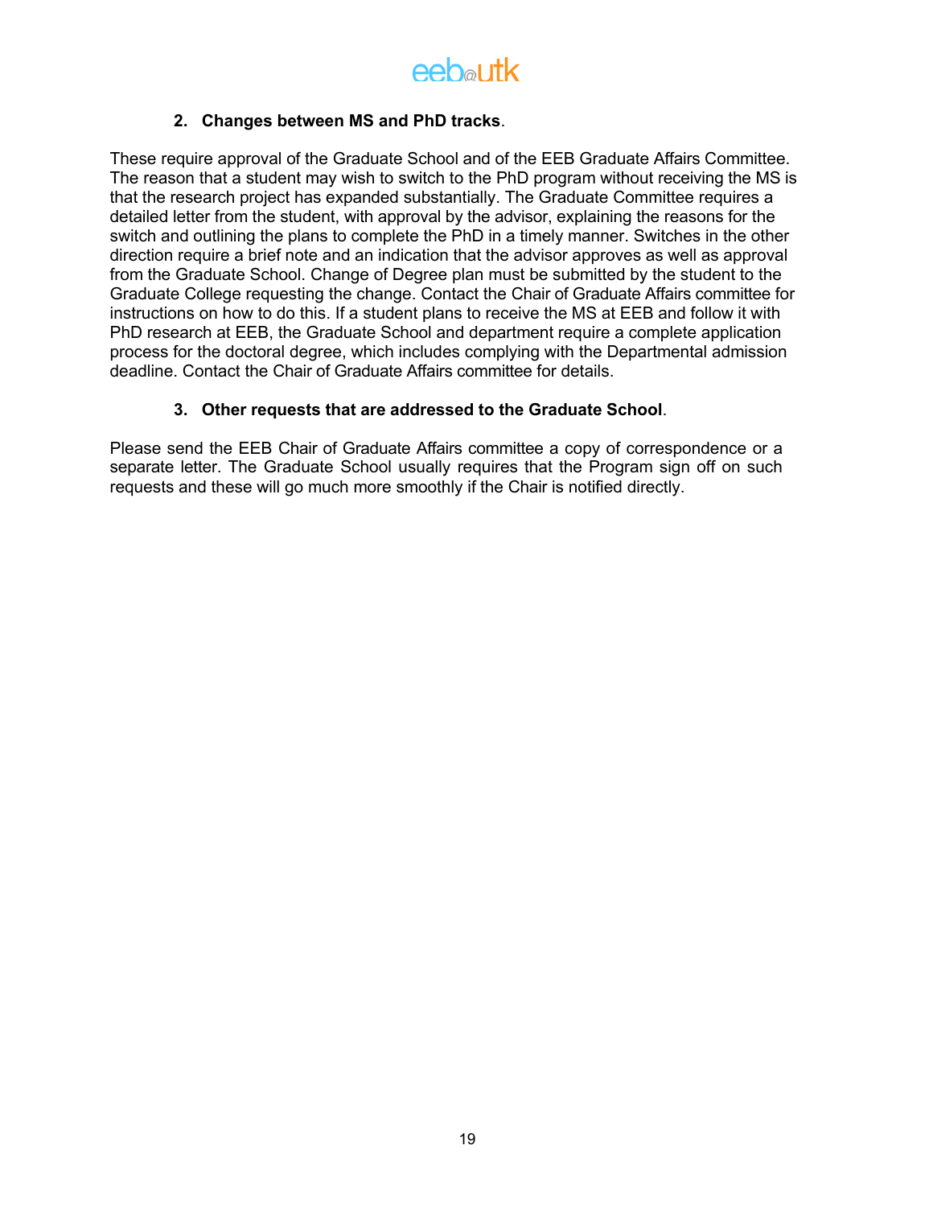**2. Changes between MS and PhD tracks**.

These require approval of the Graduate School and of the EEB Graduate Affairs Committee. The reason that a student may wish to switch to the PhD program without receiving the MS is that the research project has expanded substantially. The Graduate Committee requires a detailed letter from the student, with approval by the advisor, explaining the reasons for the switch and outlining the plans to complete the PhD in a timely manner. Switches in the other direction require a brief note and an indication that the advisor approves as well as approval from the Graduate School. Change of Degree plan must be submitted by the student to the Graduate College requesting the change. Contact the Chair of Graduate Affairs committee for instructions on how to do this. If a student plans to receive the MS at EEB and follow it with PhD research at EEB, the Graduate School and department require a complete application process for the doctoral degree, which includes complying with the Departmental admission deadline. Contact the Chair of Graduate Affairs committee for details.

**3. Other requests that are addressed to the Graduate School**.

Please send the EEB Chair of Graduate Affairs committee a copy of correspondence or a separate letter. The Graduate School usually requires that the Program sign off on such requests and these will go much more smoothly if the Chair is notified directly.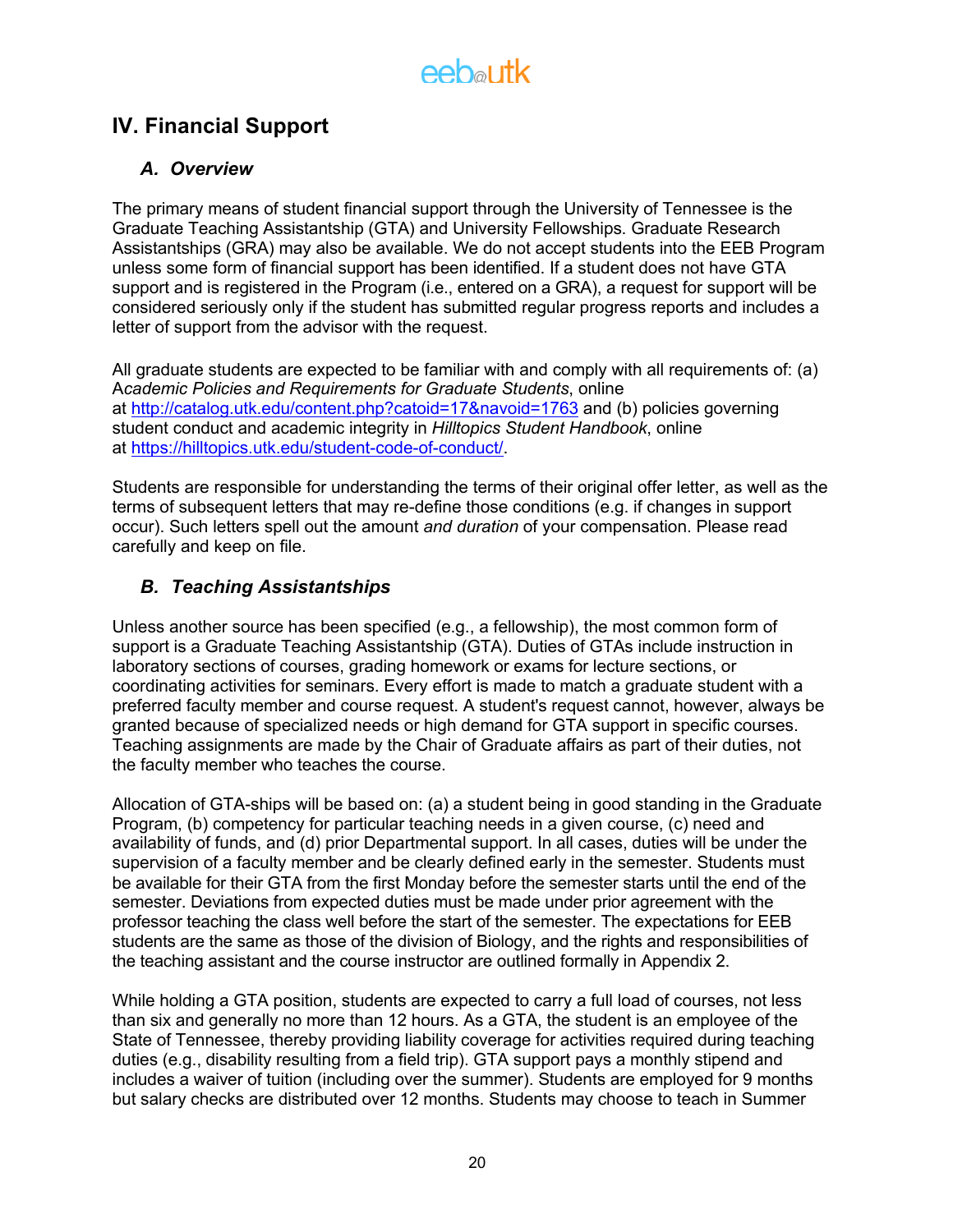# IV. Financial Support

## *A. Overview*

The primary means of student financial support through the University of Tennessee is the Graduate Teaching Assistantship (GTA) and University Fellowships. Graduate Research Assistantships (GRA) may also be available. We do not accept students into the EEB Program unless some form of financial support has been identified. If a student does not have GTA support and is registered in the Program (i.e., entered on a GRA), a request for support will be considered seriously only if the student has submitted regular progress reports and includes a letter of support from the advisor with the request.

All graduate students are expected to be familiar with and comply with all requirements of: (a) A*cademic Policies and Requirements for Graduate Students*, online at http://catalog.utk.edu/content.php?catoid=17&navoid=1763 and (b) policies governing student conduct and academic integrity in *Hilltopics Student Handbook*, online at https://hilltopics.utk.edu/student-code-of-conduct/.

Students are responsible for understanding the terms of their original offer letter, as well as the terms of subsequent letters that may re-define those conditions (e.g. if changes in support occur). Such letters spell out the amount *and duration* of your compensation. Please read carefully and keep on file.

## *B. Teaching Assistantships*

Unless another source has been specified (e.g., a fellowship), the most common form of support is a Graduate Teaching Assistantship (GTA). Duties of GTAs include instruction in laboratory sections of courses, grading homework or exams for lecture sections, or coordinating activities for seminars. Every effort is made to match a graduate student with a preferred faculty member and course request. A student's request cannot, however, always be granted because of specialized needs or high demand for GTA support in specific courses. Teaching assignments are made by the Chair of Graduate affairs as part of their duties, not the faculty member who teaches the course.

Allocation of GTA-ships will be based on: (a) a student being in good standing in the Graduate Program, (b) competency for particular teaching needs in a given course, (c) need and availability of funds, and (d) prior Departmental support. In all cases, duties will be under the supervision of a faculty member and be clearly defined early in the semester. Students must be available for their GTA from the first Monday before the semester starts until the end of the semester. Deviations from expected duties must be made under prior agreement with the professor teaching the class well before the start of the semester. The expectations for EEB students are the same as those of the division of Biology, and the rights and responsibilities of the teaching assistant and the course instructor are outlined formally in Appendix 2.

While holding a GTA position, students are expected to carry a full load of courses, not less than six and generally no more than 12 hours. As a GTA, the student is an employee of the State of Tennessee, thereby providing liability coverage for activities required during teaching duties (e.g., disability resulting from a field trip). GTA support pays a monthly stipend and includes a waiver of tuition (including over the summer). Students are employed for 9 months but salary checks are distributed over 12 months. Students may choose to teach in Summer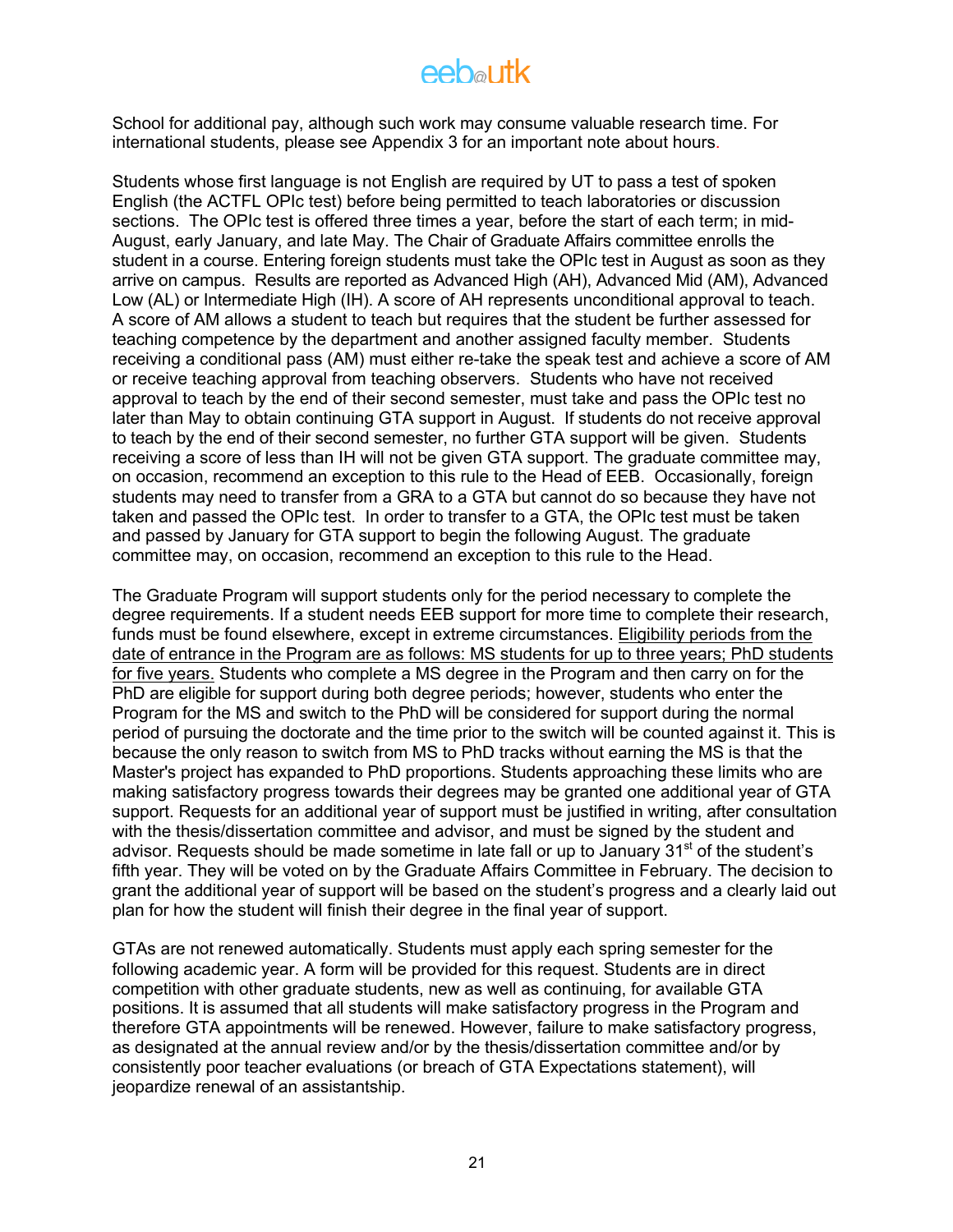School for additional pay, although such work may consume valuable research time. For international students, please see Appendix 3 for an important note about hours.

Students whose first language is not English are required by UT to pass a test of spoken English (the ACTFL OPIc test) before being permitted to teach laboratories or discussion sections. The OPIc test is offered three times a year, before the start of each term; in mid-August, early January, and late May. The Chair of Graduate Affairs committee enrolls the student in a course. Entering foreign students must take the OPIc test in August as soon as they arrive on campus. Results are reported as Advanced High (AH), Advanced Mid (AM), Advanced Low (AL) or Intermediate High (IH). A score of AH represents unconditional approval to teach. A score of AM allows a student to teach but requires that the student be further assessed for teaching competence by the department and another assigned faculty member. Students receiving a conditional pass (AM) must either re-take the speak test and achieve a score of AM or receive teaching approval from teaching observers. Students who have not received approval to teach by the end of their second semester, must take and pass the OPIc test no later than May to obtain continuing GTA support in August. If students do not receive approval to teach by the end of their second semester, no further GTA support will be given. Students receiving a score of less than IH will not be given GTA support. The graduate committee may, on occasion, recommend an exception to this rule to the Head of EEB. Occasionally, foreign students may need to transfer from a GRA to a GTA but cannot do so because they have not taken and passed the OPIc test. In order to transfer to a GTA, the OPIc test must be taken and passed by January for GTA support to begin the following August. The graduate committee may, on occasion, recommend an exception to this rule to the Head.

The Graduate Program will support students only for the period necessary to complete the degree requirements. If a student needs EEB support for more time to complete their research, funds must be found elsewhere, except in extreme circumstances. <u>Eligibility periods from the date of entrance in the Program are as follows: MS students for up to three years; PhD students for five years.</u> Students who complete a MS degree in the Program and then carry on for the PhD are eligible for support during both degree periods; however, students who enter the Program for the MS and switch to the PhD will be considered for support during the normal period of pursuing the doctorate and the time prior to the switch will be counted against it. This is because the only reason to switch from MS to PhD tracks without earning the MS is that the Master's project has expanded to PhD proportions. Students approaching these limits who are making satisfactory progress towards their degrees may be granted one additional year of GTA support. Requests for an additional year of support must be justified in writing, after consultation with the thesis/dissertation committee and advisor, and must be signed by the student and advisor. Requests should be made sometime in late fall or up to January 31st of the student's fifth year. They will be voted on by the Graduate Affairs Committee in February. The decision to grant the additional year of support will be based on the student's progress and a clearly laid out plan for how the student will finish their degree in the final year of support.

GTAs are not renewed automatically. Students must apply each spring semester for the following academic year. A form will be provided for this request. Students are in direct competition with other graduate students, new as well as continuing, for available GTA positions. It is assumed that all students will make satisfactory progress in the Program and therefore GTA appointments will be renewed. However, failure to make satisfactory progress, as designated at the annual review and/or by the thesis/dissertation committee and/or by consistently poor teacher evaluations (or breach of GTA Expectations statement), will jeopardize renewal of an assistantship.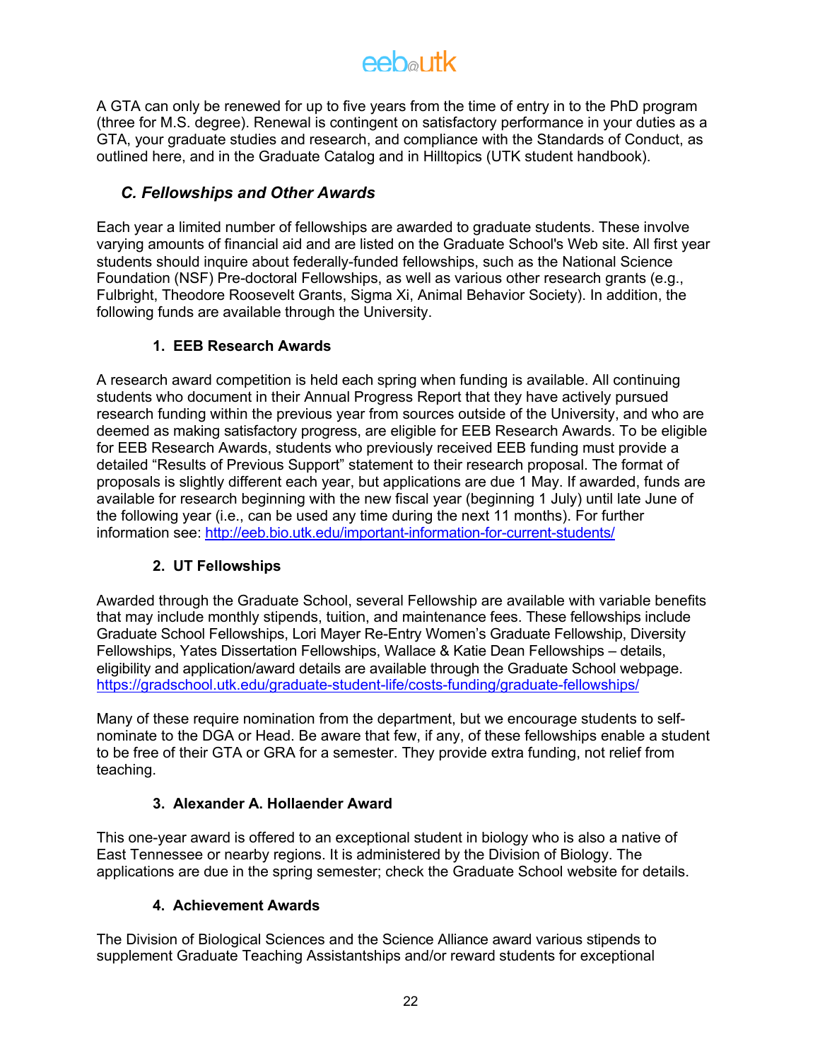A GTA can only be renewed for up to five years from the time of entry in to the PhD program (three for M.S. degree). Renewal is contingent on satisfactory performance in your duties as a GTA, your graduate studies and research, and compliance with the Standards of Conduct, as outlined here, and in the Graduate Catalog and in Hilltopics (UTK student handbook).

### *C. Fellowships and Other Awards*

Each year a limited number of fellowships are awarded to graduate students. These involve varying amounts of financial aid and are listed on the Graduate School's Web site. All first year students should inquire about federally-funded fellowships, such as the National Science Foundation (NSF) Pre-doctoral Fellowships, as well as various other research grants (e.g., Fulbright, Theodore Roosevelt Grants, Sigma Xi, Animal Behavior Society). In addition, the following funds are available through the University.

#### 1. EEB Research Awards

A research award competition is held each spring when funding is available. All continuing students who document in their Annual Progress Report that they have actively pursued research funding within the previous year from sources outside of the University, and who are deemed as making satisfactory progress, are eligible for EEB Research Awards. To be eligible for EEB Research Awards, students who previously received EEB funding must provide a detailed "Results of Previous Support" statement to their research proposal. The format of proposals is slightly different each year, but applications are due 1 May. If awarded, funds are available for research beginning with the new fiscal year (beginning 1 July) until late June of the following year (i.e., can be used any time during the next 11 months). For further information see: [http://eeb.bio.utk.edu/important-information-for-current-students/](http://eeb.bio.utk.edu/important-information-for-current-students/)

#### 2. UT Fellowships

Awarded through the Graduate School, several Fellowship are available with variable benefits that may include monthly stipends, tuition, and maintenance fees. These fellowships include Graduate School Fellowships, Lori Mayer Re-Entry Women's Graduate Fellowship, Diversity Fellowships, Yates Dissertation Fellowships, Wallace & Katie Dean Fellowships – details, eligibility and application/award details are available through the Graduate School webpage. [https://gradschool.utk.edu/graduate-student-life/costs-funding/graduate-fellowships/](https://gradschool.utk.edu/graduate-student-life/costs-funding/graduate-fellowships/)

Many of these require nomination from the department, but we encourage students to self-nominate to the DGA or Head. Be aware that few, if any, of these fellowships enable a student to be free of their GTA or GRA for a semester. They provide extra funding, not relief from teaching.

#### 3. Alexander A. Hollaender Award

This one-year award is offered to an exceptional student in biology who is also a native of East Tennessee or nearby regions. It is administered by the Division of Biology. The applications are due in the spring semester; check the Graduate School website for details.

#### 4. Achievement Awards

The Division of Biological Sciences and the Science Alliance award various stipends to supplement Graduate Teaching Assistantships and/or reward students for exceptional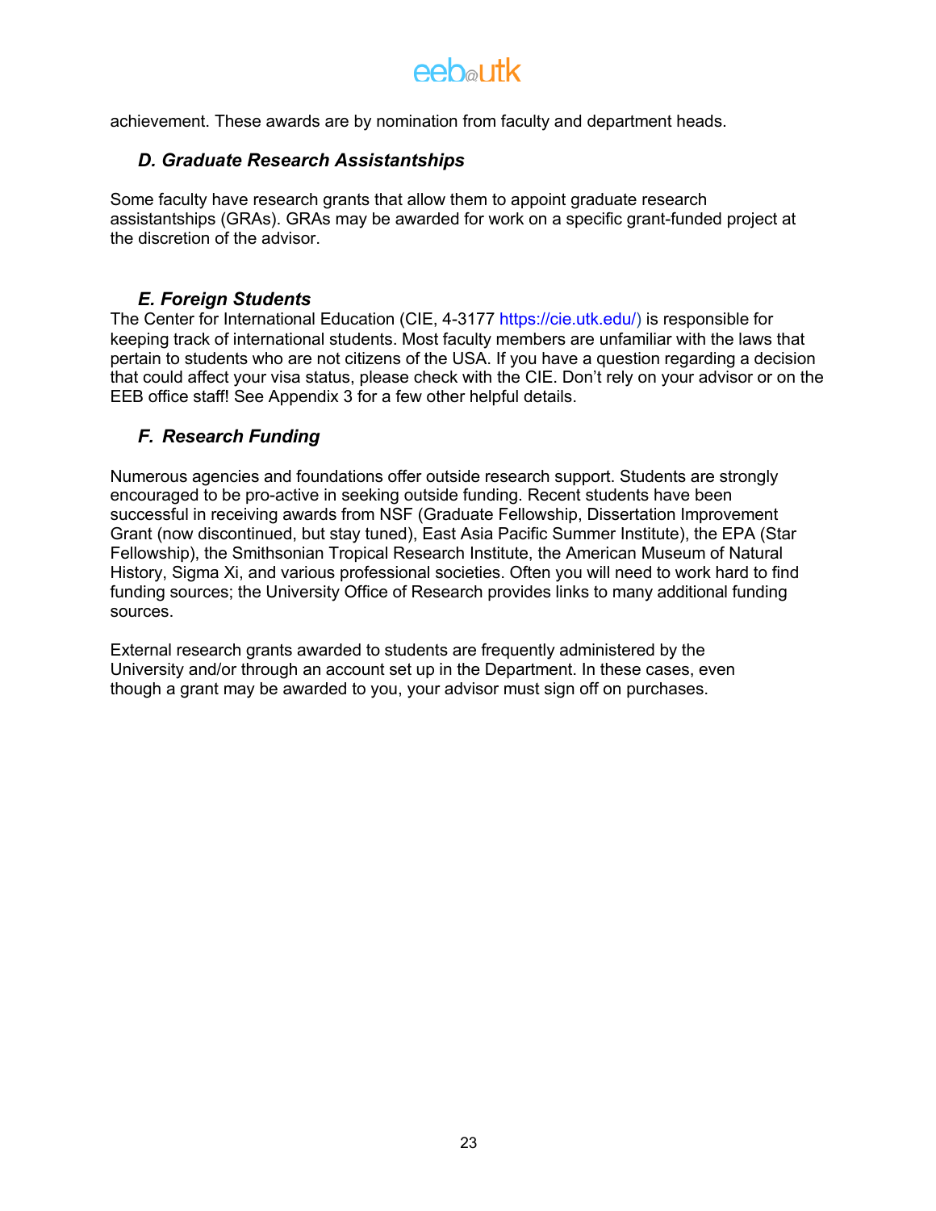achievement. These awards are by nomination from faculty and department heads.

### *D. Graduate Research Assistantships*

Some faculty have research grants that allow them to appoint graduate research assistantships (GRAs). GRAs may be awarded for work on a specific grant-funded project at the discretion of the advisor.

### *E. Foreign Students*

The Center for International Education (CIE, 4-3177 https://cie.utk.edu/) is responsible for keeping track of international students. Most faculty members are unfamiliar with the laws that pertain to students who are not citizens of the USA. If you have a question regarding a decision that could affect your visa status, please check with the CIE. Don't rely on your advisor or on the EEB office staff! See Appendix 3 for a few other helpful details.

### *F. Research Funding*

Numerous agencies and foundations offer outside research support. Students are strongly encouraged to be pro-active in seeking outside funding. Recent students have been successful in receiving awards from NSF (Graduate Fellowship, Dissertation Improvement Grant (now discontinued, but stay tuned), East Asia Pacific Summer Institute), the EPA (Star Fellowship), the Smithsonian Tropical Research Institute, the American Museum of Natural History, Sigma Xi, and various professional societies. Often you will need to work hard to find funding sources; the University Office of Research provides links to many additional funding sources.

External research grants awarded to students are frequently administered by the University and/or through an account set up in the Department. In these cases, even though a grant may be awarded to you, your advisor must sign off on purchases.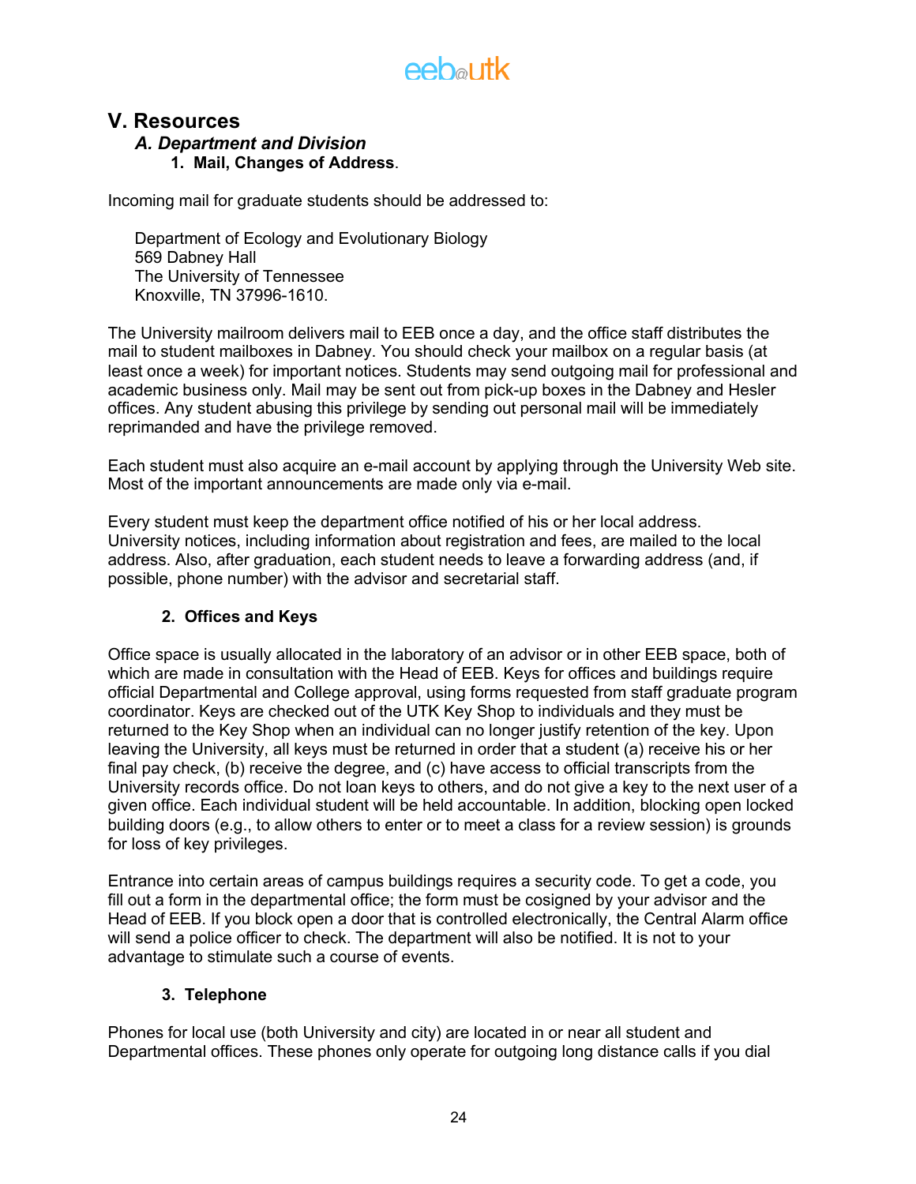# V. Resources

## *A. Department and Division*

### 1. Mail, Changes of Address.

Incoming mail for graduate students should be addressed to:

Department of Ecology and Evolutionary Biology
569 Dabney Hall
The University of Tennessee
Knoxville, TN 37996-1610.

The University mailroom delivers mail to EEB once a day, and the office staff distributes the mail to student mailboxes in Dabney. You should check your mailbox on a regular basis (at least once a week) for important notices. Students may send outgoing mail for professional and academic business only. Mail may be sent out from pick-up boxes in the Dabney and Hesler offices. Any student abusing this privilege by sending out personal mail will be immediately reprimanded and have the privilege removed.

Each student must also acquire an e-mail account by applying through the University Web site. Most of the important announcements are made only via e-mail.

Every student must keep the department office notified of his or her local address. University notices, including information about registration and fees, are mailed to the local address. Also, after graduation, each student needs to leave a forwarding address (and, if possible, phone number) with the advisor and secretarial staff.

### 2. Offices and Keys

Office space is usually allocated in the laboratory of an advisor or in other EEB space, both of which are made in consultation with the Head of EEB. Keys for offices and buildings require official Departmental and College approval, using forms requested from staff graduate program coordinator. Keys are checked out of the UTK Key Shop to individuals and they must be returned to the Key Shop when an individual can no longer justify retention of the key. Upon leaving the University, all keys must be returned in order that a student (a) receive his or her final pay check, (b) receive the degree, and (c) have access to official transcripts from the University records office. Do not loan keys to others, and do not give a key to the next user of a given office. Each individual student will be held accountable. In addition, blocking open locked building doors (e.g., to allow others to enter or to meet a class for a review session) is grounds for loss of key privileges.

Entrance into certain areas of campus buildings requires a security code. To get a code, you fill out a form in the departmental office; the form must be cosigned by your advisor and the Head of EEB. If you block open a door that is controlled electronically, the Central Alarm office will send a police officer to check. The department will also be notified. It is not to your advantage to stimulate such a course of events.

### 3. Telephone

Phones for local use (both University and city) are located in or near all student and Departmental offices. These phones only operate for outgoing long distance calls if you dial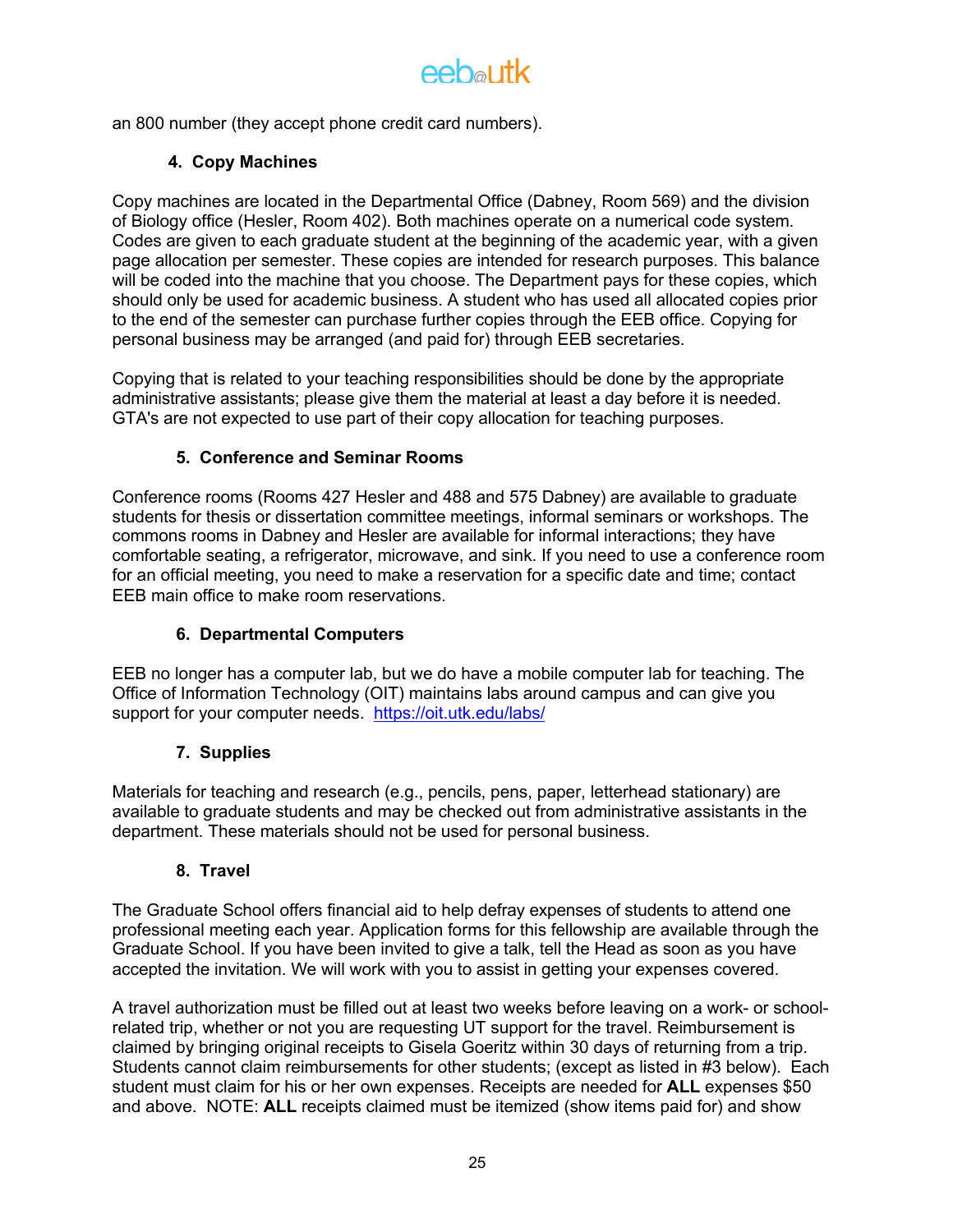an 800 number (they accept phone credit card numbers).

### 4. Copy Machines

Copy machines are located in the Departmental Office (Dabney, Room 569) and the division of Biology office (Hesler, Room 402). Both machines operate on a numerical code system. Codes are given to each graduate student at the beginning of the academic year, with a given page allocation per semester. These copies are intended for research purposes. This balance will be coded into the machine that you choose. The Department pays for these copies, which should only be used for academic business. A student who has used all allocated copies prior to the end of the semester can purchase further copies through the EEB office. Copying for personal business may be arranged (and paid for) through EEB secretaries.

Copying that is related to your teaching responsibilities should be done by the appropriate administrative assistants; please give them the material at least a day before it is needed. GTA's are not expected to use part of their copy allocation for teaching purposes.

### 5. Conference and Seminar Rooms

Conference rooms (Rooms 427 Hesler and 488 and 575 Dabney) are available to graduate students for thesis or dissertation committee meetings, informal seminars or workshops. The commons rooms in Dabney and Hesler are available for informal interactions; they have comfortable seating, a refrigerator, microwave, and sink. If you need to use a conference room for an official meeting, you need to make a reservation for a specific date and time; contact EEB main office to make room reservations.

### 6. Departmental Computers

EEB no longer has a computer lab, but we do have a mobile computer lab for teaching. The Office of Information Technology (OIT) maintains labs around campus and can give you support for your computer needs. https://oit.utk.edu/labs/

### 7. Supplies

Materials for teaching and research (e.g., pencils, pens, paper, letterhead stationary) are available to graduate students and may be checked out from administrative assistants in the department. These materials should not be used for personal business.

### 8. Travel

The Graduate School offers financial aid to help defray expenses of students to attend one professional meeting each year. Application forms for this fellowship are available through the Graduate School. If you have been invited to give a talk, tell the Head as soon as you have accepted the invitation. We will work with you to assist in getting your expenses covered.

A travel authorization must be filled out at least two weeks before leaving on a work- or school-related trip, whether or not you are requesting UT support for the travel. Reimbursement is claimed by bringing original receipts to Gisela Goeritz within 30 days of returning from a trip. Students cannot claim reimbursements for other students; (except as listed in #3 below). Each student must claim for his or her own expenses. Receipts are needed for **ALL** expenses $50 and above. NOTE: **ALL** receipts claimed must be itemized (show items paid for) and show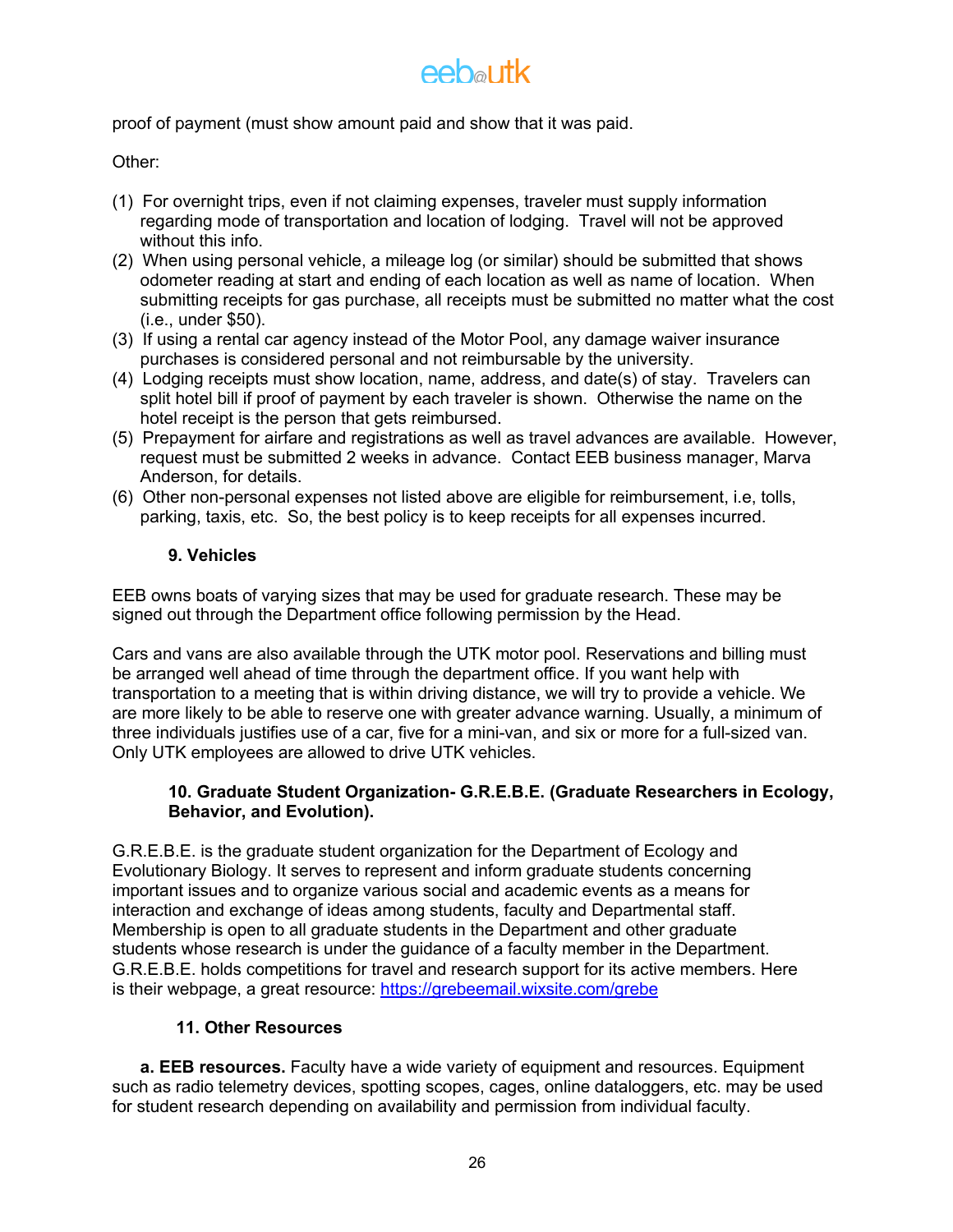proof of payment (must show amount paid and show that it was paid.

Other:

(1) For overnight trips, even if not claiming expenses, traveler must supply information regarding mode of transportation and location of lodging. Travel will not be approved without this info.
(2) When using personal vehicle, a mileage log (or similar) should be submitted that shows odometer reading at start and ending of each location as well as name of location. When submitting receipts for gas purchase, all receipts must be submitted no matter what the cost (i.e., under $50).
(3) If using a rental car agency instead of the Motor Pool, any damage waiver insurance purchases is considered personal and not reimbursable by the university.
(4) Lodging receipts must show location, name, address, and date(s) of stay. Travelers can split hotel bill if proof of payment by each traveler is shown. Otherwise the name on the hotel receipt is the person that gets reimbursed.
(5) Prepayment for airfare and registrations as well as travel advances are available. However, request must be submitted 2 weeks in advance. Contact EEB business manager, Marva Anderson, for details.
(6) Other non-personal expenses not listed above are eligible for reimbursement, i.e, tolls, parking, taxis, etc. So, the best policy is to keep receipts for all expenses incurred.

### 9. Vehicles

EEB owns boats of varying sizes that may be used for graduate research. These may be signed out through the Department office following permission by the Head.

Cars and vans are also available through the UTK motor pool. Reservations and billing must be arranged well ahead of time through the department office. If you want help with transportation to a meeting that is within driving distance, we will try to provide a vehicle. We are more likely to be able to reserve one with greater advance warning. Usually, a minimum of three individuals justifies use of a car, five for a mini-van, and six or more for a full-sized van. Only UTK employees are allowed to drive UTK vehicles.

### 10. Graduate Student Organization- G.R.E.B.E. (Graduate Researchers in Ecology, Behavior, and Evolution).

G.R.E.B.E. is the graduate student organization for the Department of Ecology and Evolutionary Biology. It serves to represent and inform graduate students concerning important issues and to organize various social and academic events as a means for interaction and exchange of ideas among students, faculty and Departmental staff. Membership is open to all graduate students in the Department and other graduate students whose research is under the guidance of a faculty member in the Department. G.R.E.B.E. holds competitions for travel and research support for its active members. Here is their webpage, a great resource: https://grebeemail.wixsite.com/grebe

### 11. Other Resources

**a. EEB resources.** Faculty have a wide variety of equipment and resources. Equipment such as radio telemetry devices, spotting scopes, cages, online dataloggers, etc. may be used for student research depending on availability and permission from individual faculty.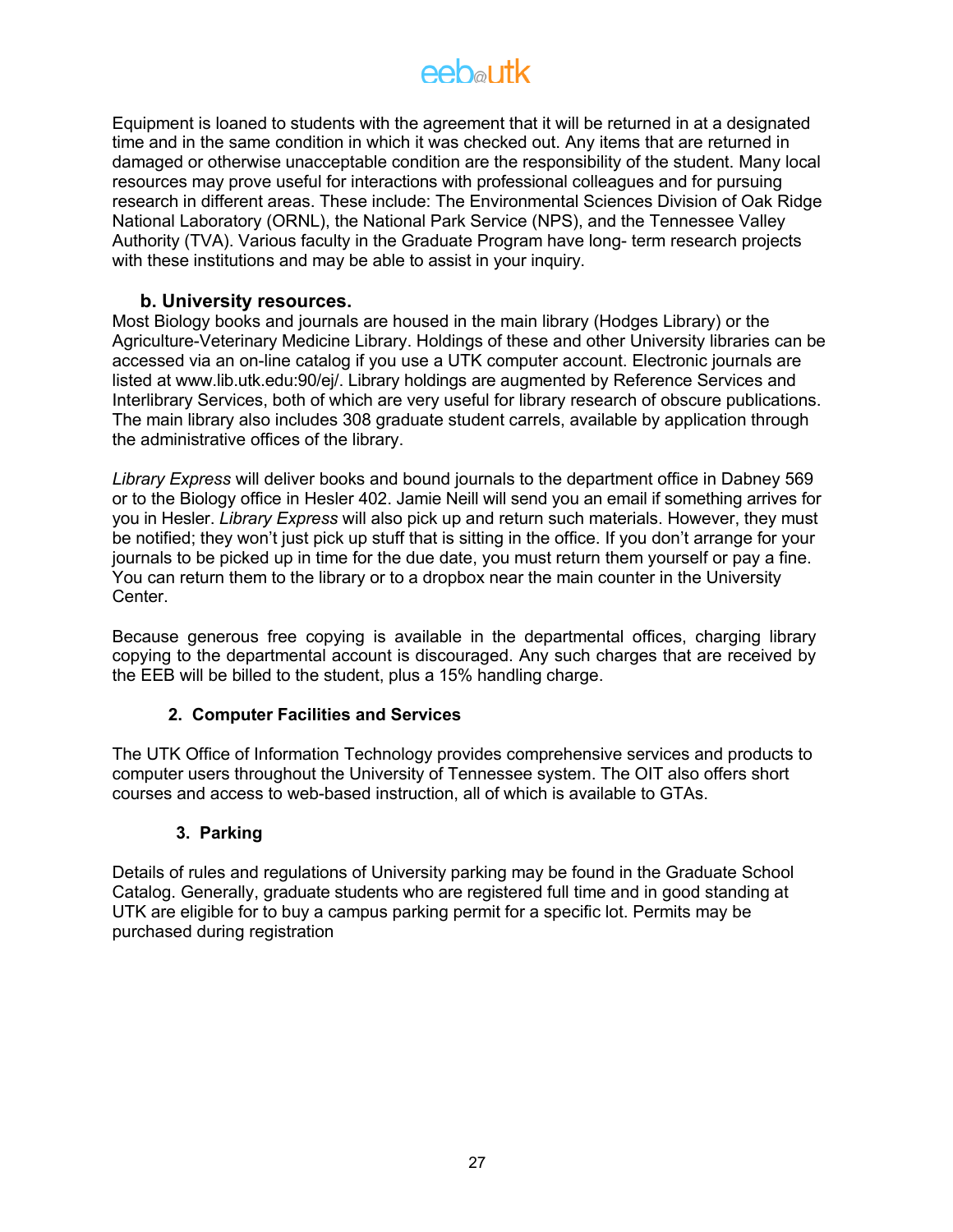Equipment is loaned to students with the agreement that it will be returned in at a designated time and in the same condition in which it was checked out. Any items that are returned in damaged or otherwise unacceptable condition are the responsibility of the student. Many local resources may prove useful for interactions with professional colleagues and for pursuing research in different areas. These include: The Environmental Sciences Division of Oak Ridge National Laboratory (ORNL), the National Park Service (NPS), and the Tennessee Valley Authority (TVA). Various faculty in the Graduate Program have long- term research projects with these institutions and may be able to assist in your inquiry.

### b. University resources.

Most Biology books and journals are housed in the main library (Hodges Library) or the Agriculture-Veterinary Medicine Library. Holdings of these and other University libraries can be accessed via an on-line catalog if you use a UTK computer account. Electronic journals are listed at www.lib.utk.edu:90/ej/. Library holdings are augmented by Reference Services and Interlibrary Services, both of which are very useful for library research of obscure publications. The main library also includes 308 graduate student carrels, available by application through the administrative offices of the library.

*Library Express* will deliver books and bound journals to the department office in Dabney 569 or to the Biology office in Hesler 402. Jamie Neill will send you an email if something arrives for you in Hesler. *Library Express* will also pick up and return such materials. However, they must be notified; they won't just pick up stuff that is sitting in the office. If you don't arrange for your journals to be picked up in time for the due date, you must return them yourself or pay a fine. You can return them to the library or to a dropbox near the main counter in the University Center.

Because generous free copying is available in the departmental offices, charging library copying to the departmental account is discouraged. Any such charges that are received by the EEB will be billed to the student, plus a 15% handling charge.

### 2. Computer Facilities and Services

The UTK Office of Information Technology provides comprehensive services and products to computer users throughout the University of Tennessee system. The OIT also offers short courses and access to web-based instruction, all of which is available to GTAs.

### 3. Parking

Details of rules and regulations of University parking may be found in the Graduate School Catalog. Generally, graduate students who are registered full time and in good standing at UTK are eligible for to buy a campus parking permit for a specific lot. Permits may be purchased during registration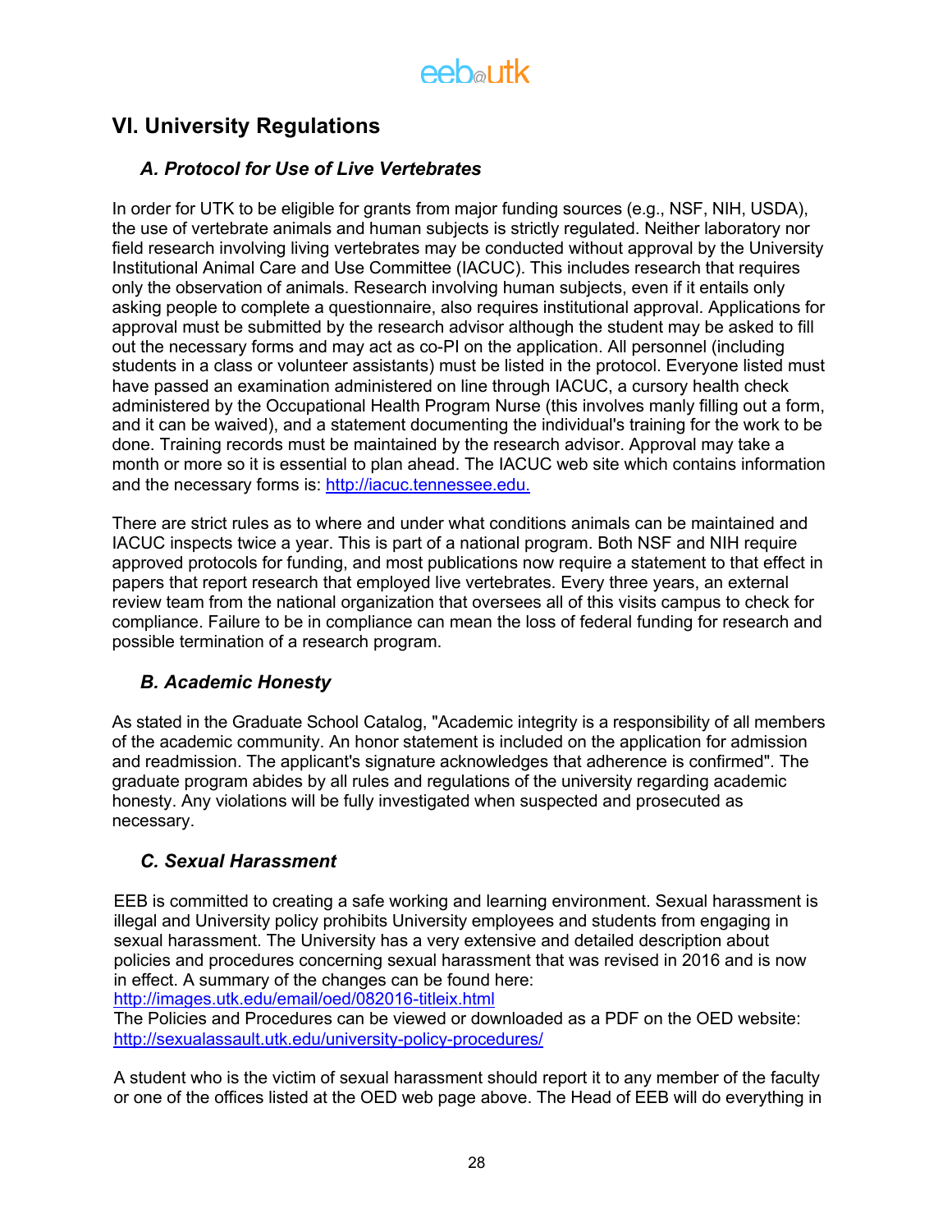## VI. University Regulations

### *A. Protocol for Use of Live Vertebrates*

In order for UTK to be eligible for grants from major funding sources (e.g., NSF, NIH, USDA), the use of vertebrate animals and human subjects is strictly regulated. Neither laboratory nor field research involving living vertebrates may be conducted without approval by the University Institutional Animal Care and Use Committee (IACUC). This includes research that requires only the observation of animals. Research involving human subjects, even if it entails only asking people to complete a questionnaire, also requires institutional approval. Applications for approval must be submitted by the research advisor although the student may be asked to fill out the necessary forms and may act as co-PI on the application. All personnel (including students in a class or volunteer assistants) must be listed in the protocol. Everyone listed must have passed an examination administered on line through IACUC, a cursory health check administered by the Occupational Health Program Nurse (this involves manly filling out a form, and it can be waived), and a statement documenting the individual's training for the work to be done. Training records must be maintained by the research advisor. Approval may take a month or more so it is essential to plan ahead. The IACUC web site which contains information and the necessary forms is: [http://iacuc.tennessee.edu.](http://iacuc.tennessee.edu)

There are strict rules as to where and under what conditions animals can be maintained and IACUC inspects twice a year. This is part of a national program. Both NSF and NIH require approved protocols for funding, and most publications now require a statement to that effect in papers that report research that employed live vertebrates. Every three years, an external review team from the national organization that oversees all of this visits campus to check for compliance. Failure to be in compliance can mean the loss of federal funding for research and possible termination of a research program.

### *B. Academic Honesty*

As stated in the Graduate School Catalog, "Academic integrity is a responsibility of all members of the academic community. An honor statement is included on the application for admission and readmission. The applicant's signature acknowledges that adherence is confirmed". The graduate program abides by all rules and regulations of the university regarding academic honesty. Any violations will be fully investigated when suspected and prosecuted as necessary.

### *C. Sexual Harassment*

EEB is committed to creating a safe working and learning environment. Sexual harassment is illegal and University policy prohibits University employees and students from engaging in sexual harassment. The University has a very extensive and detailed description about policies and procedures concerning sexual harassment that was revised in 2016 and is now in effect. A summary of the changes can be found here:
[http://images.utk.edu/email/oed/082016-titleix.html](http://images.utk.edu/email/oed/082016-titleix.html)
The Policies and Procedures can be viewed or downloaded as a PDF on the OED website:
[http://sexualassault.utk.edu/university-policy-procedures/](http://sexualassault.utk.edu/university-policy-procedures/)

A student who is the victim of sexual harassment should report it to any member of the faculty or one of the offices listed at the OED web page above. The Head of EEB will do everything in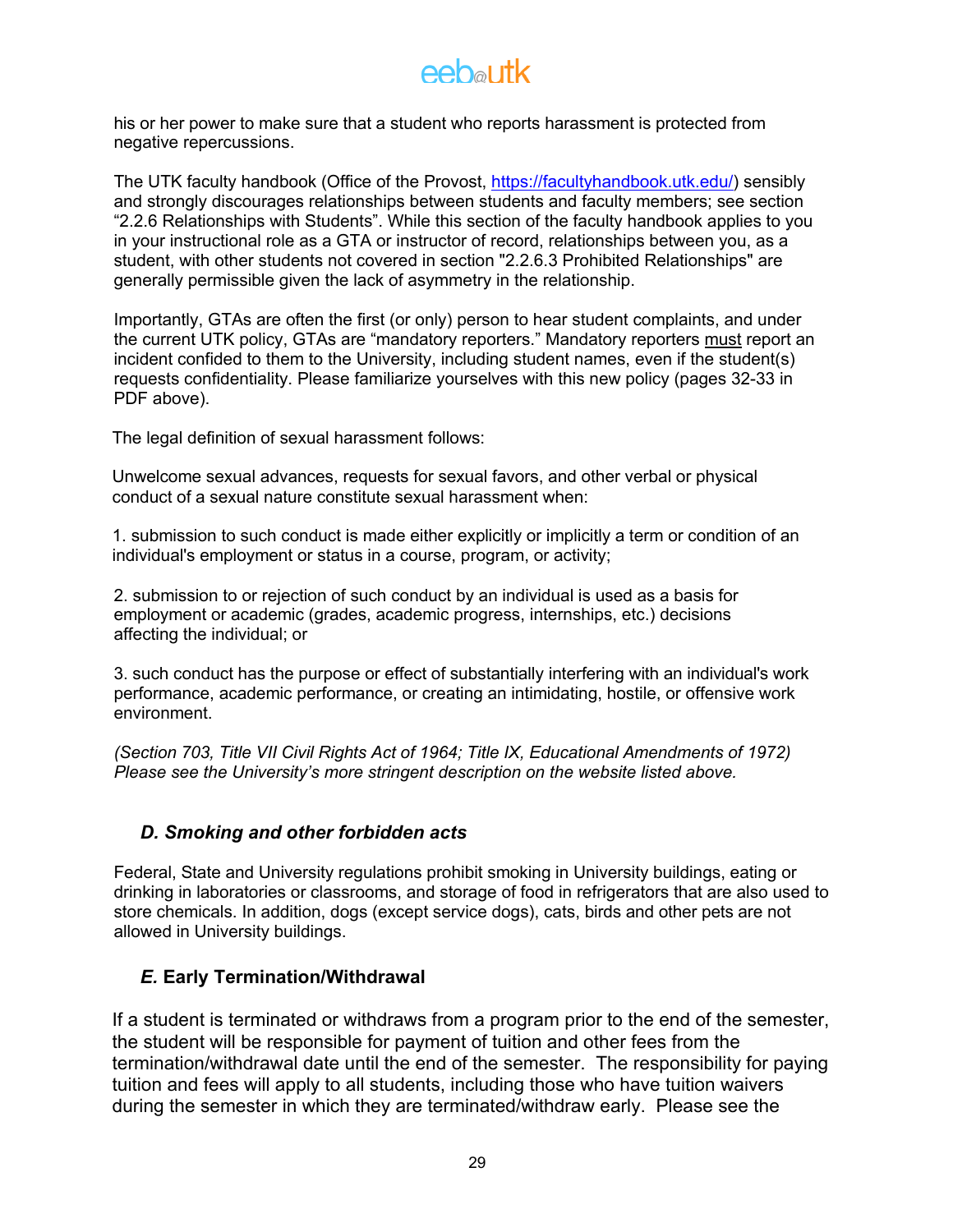his or her power to make sure that a student who reports harassment is protected from negative repercussions.

The UTK faculty handbook (Office of the Provost, https://facultyhandbook.utk.edu/) sensibly and strongly discourages relationships between students and faculty members; see section "2.2.6 Relationships with Students". While this section of the faculty handbook applies to you in your instructional role as a GTA or instructor of record, relationships between you, as a student, with other students not covered in section "2.2.6.3 Prohibited Relationships" are generally permissible given the lack of asymmetry in the relationship.

Importantly, GTAs are often the first (or only) person to hear student complaints, and under the current UTK policy, GTAs are "mandatory reporters." Mandatory reporters <u>must</u> report an incident confided to them to the University, including student names, even if the student(s) requests confidentiality. Please familiarize yourselves with this new policy (pages 32-33 in PDF above).

The legal definition of sexual harassment follows:

Unwelcome sexual advances, requests for sexual favors, and other verbal or physical conduct of a sexual nature constitute sexual harassment when:

1. submission to such conduct is made either explicitly or implicitly a term or condition of an individual's employment or status in a course, program, or activity;

2. submission to or rejection of such conduct by an individual is used as a basis for employment or academic (grades, academic progress, internships, etc.) decisions affecting the individual; or

3. such conduct has the purpose or effect of substantially interfering with an individual's work performance, academic performance, or creating an intimidating, hostile, or offensive work environment.

*(Section 703, Title VII Civil Rights Act of 1964; Title IX, Educational Amendments of 1972) Please see the University's more stringent description on the website listed above.*

### *D. Smoking and other forbidden acts*

Federal, State and University regulations prohibit smoking in University buildings, eating or drinking in laboratories or classrooms, and storage of food in refrigerators that are also used to store chemicals. In addition, dogs (except service dogs), cats, birds and other pets are not allowed in University buildings.

### *E.* Early Termination/Withdrawal

If a student is terminated or withdraws from a program prior to the end of the semester, the student will be responsible for payment of tuition and other fees from the termination/withdrawal date until the end of the semester. The responsibility for paying tuition and fees will apply to all students, including those who have tuition waivers during the semester in which they are terminated/withdraw early. Please see the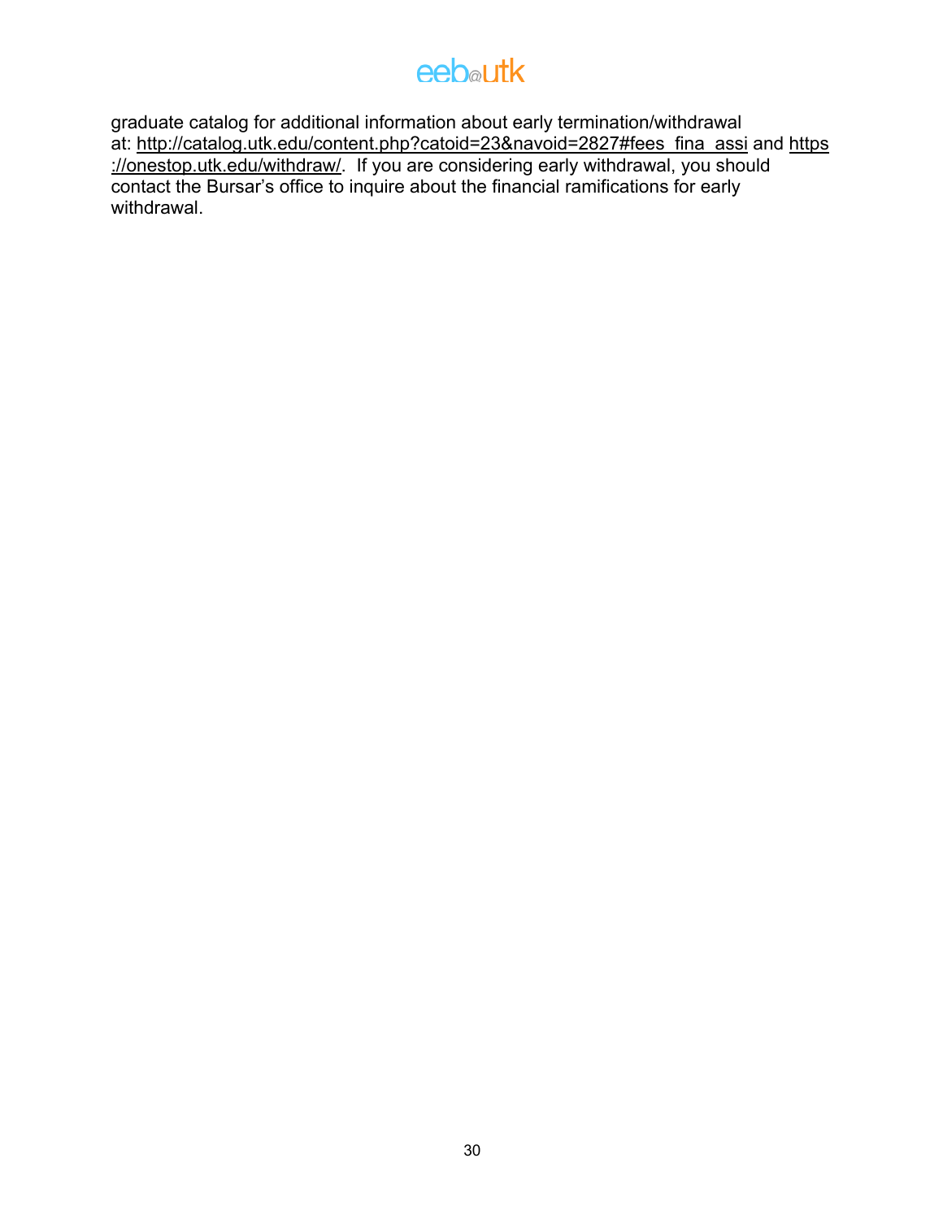graduate catalog for additional information about early termination/withdrawal at: http://catalog.utk.edu/content.php?catoid=23&navoid=2827#fees_fina_assi and https://onestop.utk.edu/withdraw/. If you are considering early withdrawal, you should contact the Bursar's office to inquire about the financial ramifications for early withdrawal.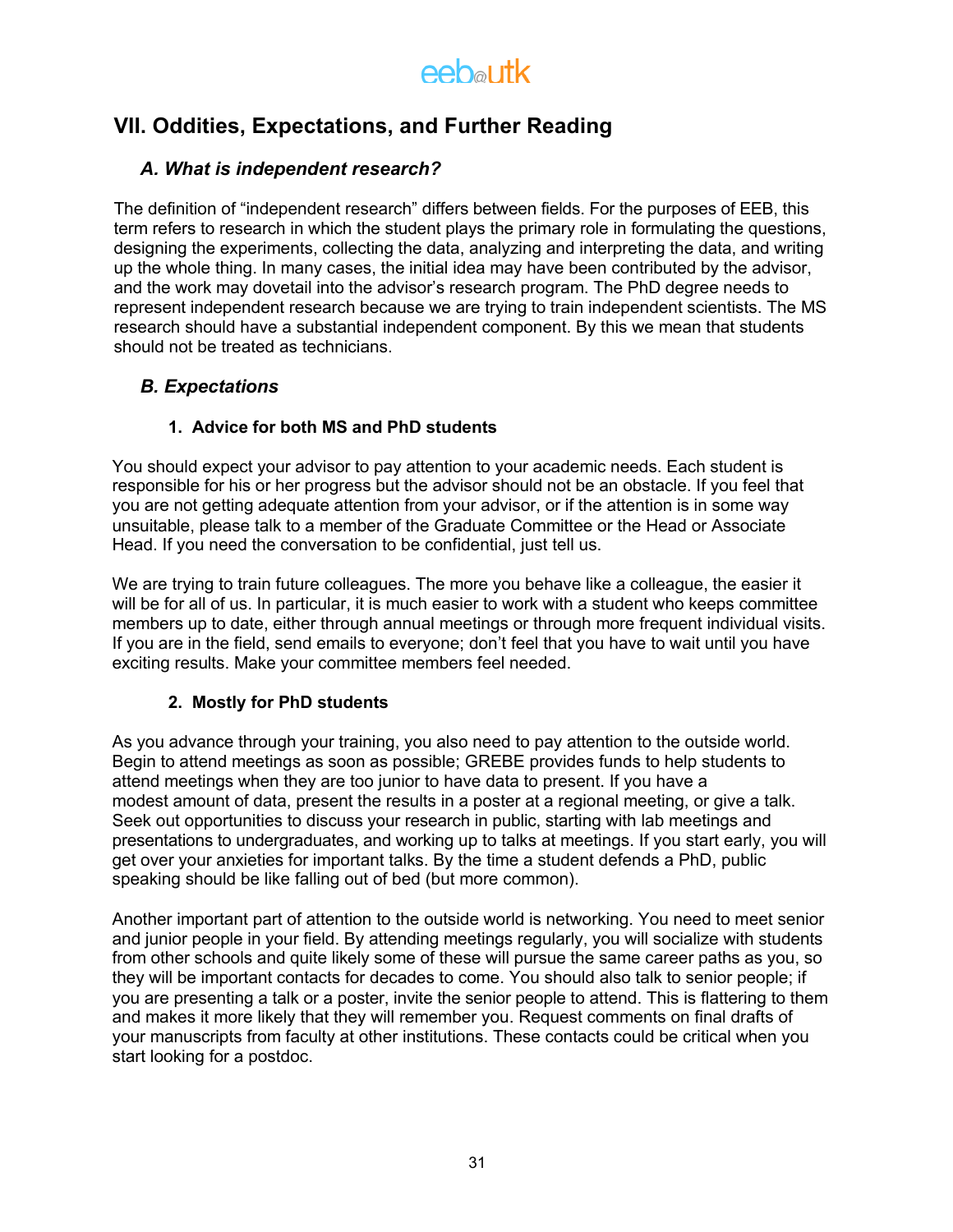## VII. Oddities, Expectations, and Further Reading

### *A. What is independent research?*

The definition of "independent research" differs between fields. For the purposes of EEB, this term refers to research in which the student plays the primary role in formulating the questions, designing the experiments, collecting the data, analyzing and interpreting the data, and writing up the whole thing. In many cases, the initial idea may have been contributed by the advisor, and the work may dovetail into the advisor's research program. The PhD degree needs to represent independent research because we are trying to train independent scientists. The MS research should have a substantial independent component. By this we mean that students should not be treated as technicians.

### *B. Expectations*

#### 1. Advice for both MS and PhD students

You should expect your advisor to pay attention to your academic needs. Each student is responsible for his or her progress but the advisor should not be an obstacle. If you feel that you are not getting adequate attention from your advisor, or if the attention is in some way unsuitable, please talk to a member of the Graduate Committee or the Head or Associate Head. If you need the conversation to be confidential, just tell us.

We are trying to train future colleagues. The more you behave like a colleague, the easier it will be for all of us. In particular, it is much easier to work with a student who keeps committee members up to date, either through annual meetings or through more frequent individual visits. If you are in the field, send emails to everyone; don't feel that you have to wait until you have exciting results. Make your committee members feel needed.

#### 2. Mostly for PhD students

As you advance through your training, you also need to pay attention to the outside world. Begin to attend meetings as soon as possible; GREBE provides funds to help students to attend meetings when they are too junior to have data to present. If you have a modest amount of data, present the results in a poster at a regional meeting, or give a talk. Seek out opportunities to discuss your research in public, starting with lab meetings and presentations to undergraduates, and working up to talks at meetings. If you start early, you will get over your anxieties for important talks. By the time a student defends a PhD, public speaking should be like falling out of bed (but more common).

Another important part of attention to the outside world is networking. You need to meet senior and junior people in your field. By attending meetings regularly, you will socialize with students from other schools and quite likely some of these will pursue the same career paths as you, so they will be important contacts for decades to come. You should also talk to senior people; if you are presenting a talk or a poster, invite the senior people to attend. This is flattering to them and makes it more likely that they will remember you. Request comments on final drafts of your manuscripts from faculty at other institutions. These contacts could be critical when you start looking for a postdoc.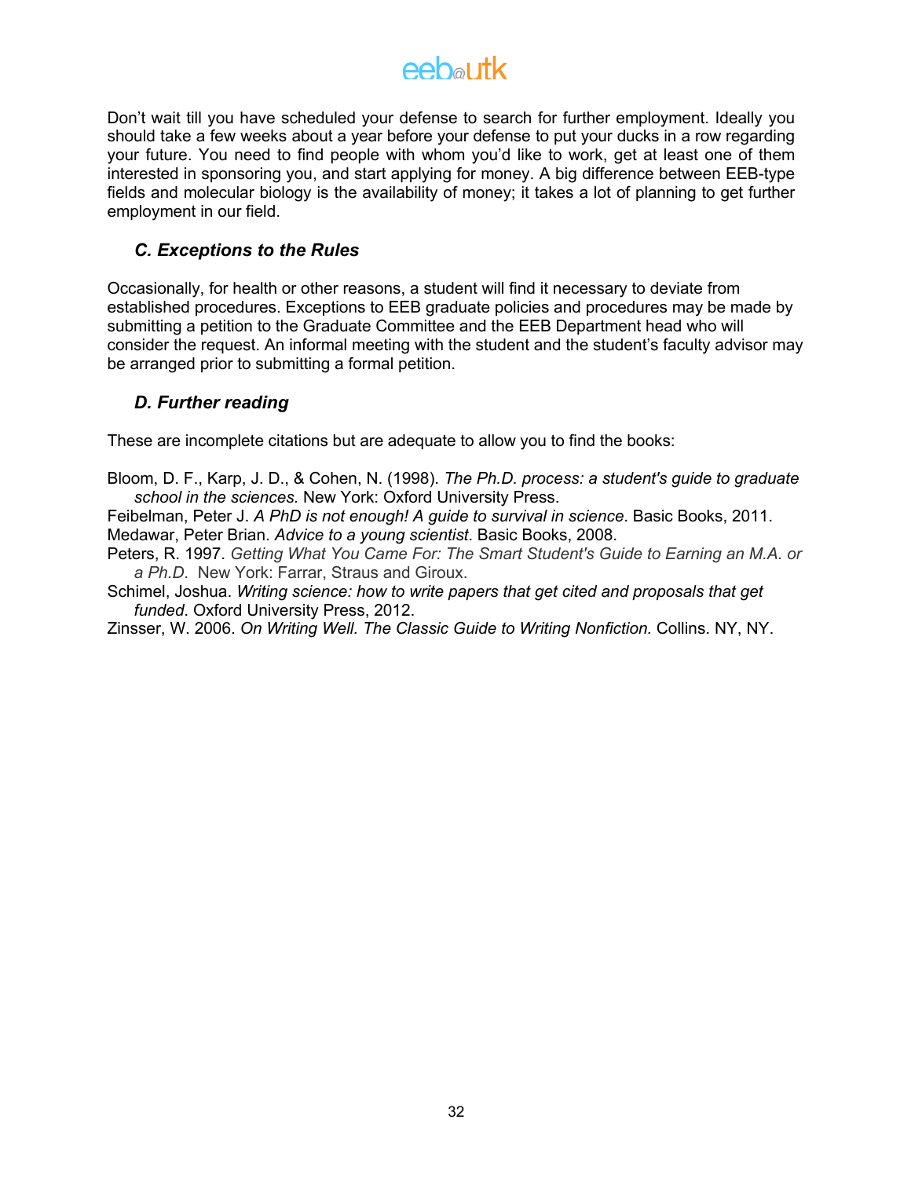Don't wait till you have scheduled your defense to search for further employment. Ideally you should take a few weeks about a year before your defense to put your ducks in a row regarding your future. You need to find people with whom you'd like to work, get at least one of them interested in sponsoring you, and start applying for money. A big difference between EEB-type fields and molecular biology is the availability of money; it takes a lot of planning to get further employment in our field.

### *C. Exceptions to the Rules*

Occasionally, for health or other reasons, a student will find it necessary to deviate from established procedures. Exceptions to EEB graduate policies and procedures may be made by submitting a petition to the Graduate Committee and the EEB Department head who will consider the request. An informal meeting with the student and the student's faculty advisor may be arranged prior to submitting a formal petition.

### *D. Further reading*

These are incomplete citations but are adequate to allow you to find the books:

Bloom, D. F., Karp, J. D., & Cohen, N. (1998). *The Ph.D. process: a student's guide to graduate school in the sciences.* New York: Oxford University Press.

Feibelman, Peter J. *A PhD is not enough! A guide to survival in science*. Basic Books, 2011.

Medawar, Peter Brian. *Advice to a young scientist*. Basic Books, 2008.

Peters, R. 1997. *Getting What You Came For: The Smart Student's Guide to Earning an M.A. or a Ph.D.* New York: Farrar, Straus and Giroux.

Schimel, Joshua. *Writing science: how to write papers that get cited and proposals that get funded*. Oxford University Press, 2012.

Zinsser, W. 2006. *On Writing Well. The Classic Guide to Writing Nonfiction.* Collins. NY, NY.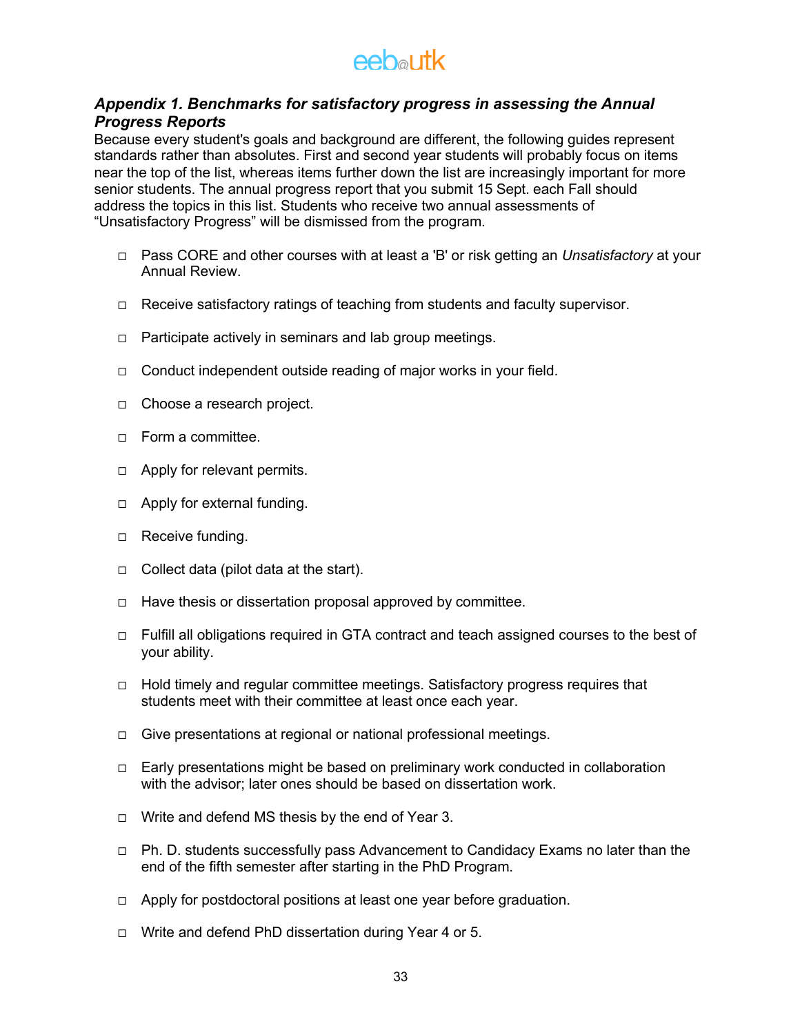### *Appendix 1. Benchmarks for satisfactory progress in assessing the Annual Progress Reports*

Because every student's goals and background are different, the following guides represent standards rather than absolutes. First and second year students will probably focus on items near the top of the list, whereas items further down the list are increasingly important for more senior students. The annual progress report that you submit 15 Sept. each Fall should address the topics in this list. Students who receive two annual assessments of "Unsatisfactory Progress" will be dismissed from the program.

- ◻ Pass CORE and other courses with at least a 'B' or risk getting an *Unsatisfactory* at your Annual Review.
- ◻ Receive satisfactory ratings of teaching from students and faculty supervisor.
- ◻ Participate actively in seminars and lab group meetings.
- ◻ Conduct independent outside reading of major works in your field.
- ◻ Choose a research project.
- ◻ Form a committee.
- ◻ Apply for relevant permits.
- ◻ Apply for external funding.
- ◻ Receive funding.
- ◻ Collect data (pilot data at the start).
- ◻ Have thesis or dissertation proposal approved by committee.
- ◻ Fulfill all obligations required in GTA contract and teach assigned courses to the best of your ability.
- ◻ Hold timely and regular committee meetings. Satisfactory progress requires that students meet with their committee at least once each year.
- ◻ Give presentations at regional or national professional meetings.
- ◻ Early presentations might be based on preliminary work conducted in collaboration with the advisor; later ones should be based on dissertation work.
- ◻ Write and defend MS thesis by the end of Year 3.
- ◻ Ph. D. students successfully pass Advancement to Candidacy Exams no later than the end of the fifth semester after starting in the PhD Program.
- ◻ Apply for postdoctoral positions at least one year before graduation.
- ◻ Write and defend PhD dissertation during Year 4 or 5.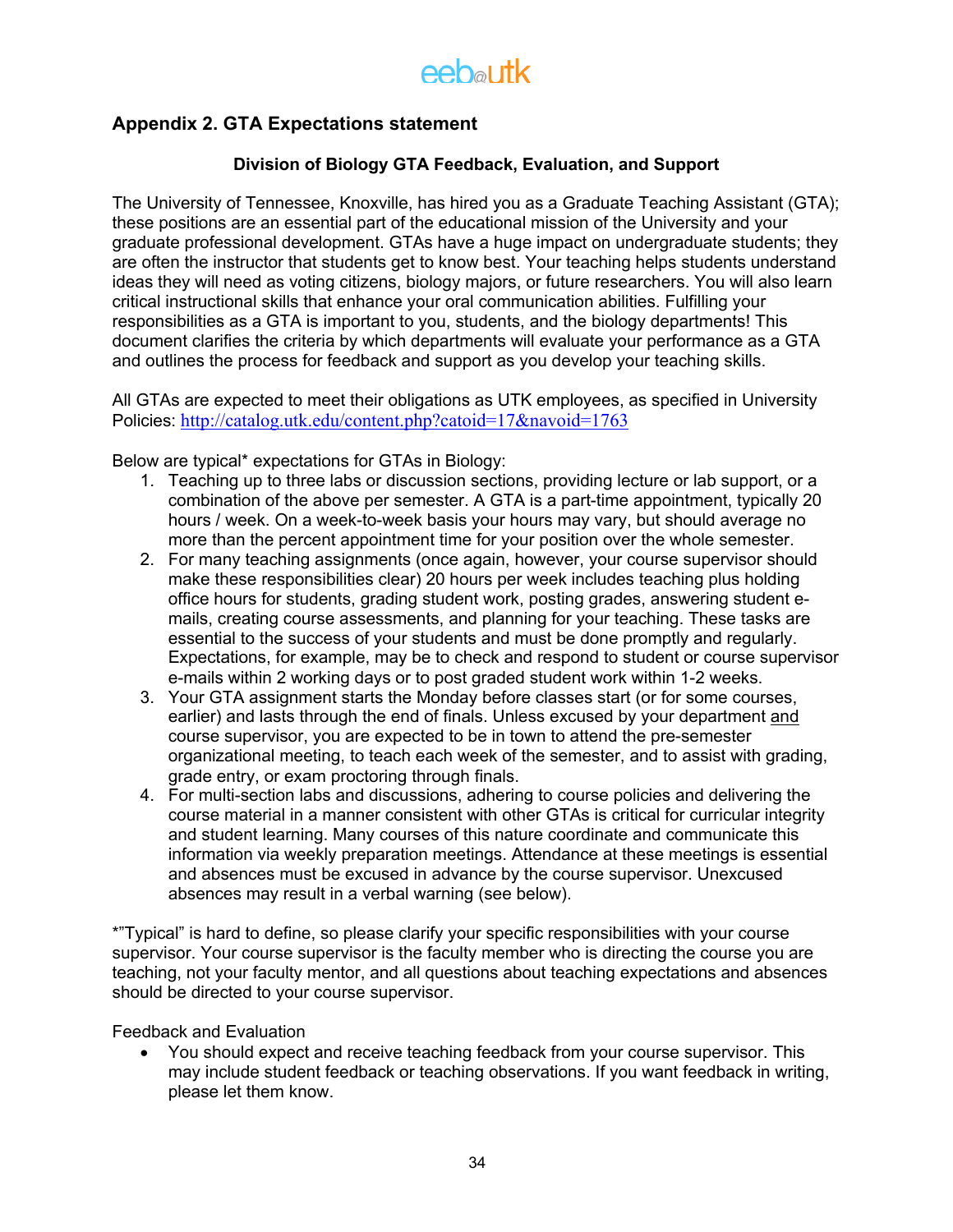## Appendix 2. GTA Expectations statement

### Division of Biology GTA Feedback, Evaluation, and Support

The University of Tennessee, Knoxville, has hired you as a Graduate Teaching Assistant (GTA); these positions are an essential part of the educational mission of the University and your graduate professional development. GTAs have a huge impact on undergraduate students; they are often the instructor that students get to know best. Your teaching helps students understand ideas they will need as voting citizens, biology majors, or future researchers. You will also learn critical instructional skills that enhance your oral communication abilities. Fulfilling your responsibilities as a GTA is important to you, students, and the biology departments! This document clarifies the criteria by which departments will evaluate your performance as a GTA and outlines the process for feedback and support as you develop your teaching skills.

All GTAs are expected to meet their obligations as UTK employees, as specified in University Policies: http://catalog.utk.edu/content.php?catoid=17&navoid=1763

Below are typical* expectations for GTAs in Biology:

1. Teaching up to three labs or discussion sections, providing lecture or lab support, or a combination of the above per semester. A GTA is a part-time appointment, typically 20 hours / week. On a week-to-week basis your hours may vary, but should average no more than the percent appointment time for your position over the whole semester.
2. For many teaching assignments (once again, however, your course supervisor should make these responsibilities clear) 20 hours per week includes teaching plus holding office hours for students, grading student work, posting grades, answering student e-mails, creating course assessments, and planning for your teaching. These tasks are essential to the success of your students and must be done promptly and regularly. Expectations, for example, may be to check and respond to student or course supervisor e-mails within 2 working days or to post graded student work within 1-2 weeks.
3. Your GTA assignment starts the Monday before classes start (or for some courses, earlier) and lasts through the end of finals. Unless excused by your department <u>and</u> course supervisor, you are expected to be in town to attend the pre-semester organizational meeting, to teach each week of the semester, and to assist with grading, grade entry, or exam proctoring through finals.
4. For multi-section labs and discussions, adhering to course policies and delivering the course material in a manner consistent with other GTAs is critical for curricular integrity and student learning. Many courses of this nature coordinate and communicate this information via weekly preparation meetings. Attendance at these meetings is essential and absences must be excused in advance by the course supervisor. Unexcused absences may result in a verbal warning (see below).

*"Typical" is hard to define, so please clarify your specific responsibilities with your course supervisor. Your course supervisor is the faculty member who is directing the course you are teaching, not your faculty mentor, and all questions about teaching expectations and absences should be directed to your course supervisor.

Feedback and Evaluation

- You should expect and receive teaching feedback from your course supervisor. This may include student feedback or teaching observations. If you want feedback in writing, please let them know.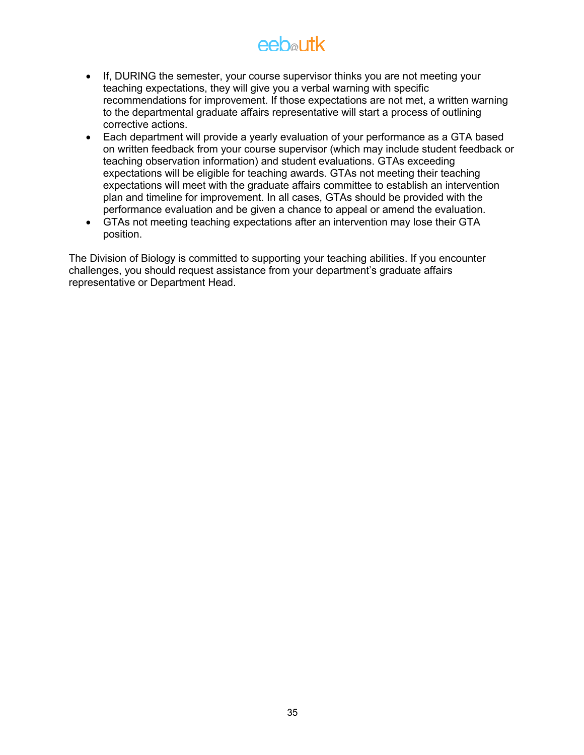- If, DURING the semester, your course supervisor thinks you are not meeting your teaching expectations, they will give you a verbal warning with specific recommendations for improvement. If those expectations are not met, a written warning to the departmental graduate affairs representative will start a process of outlining corrective actions.
- Each department will provide a yearly evaluation of your performance as a GTA based on written feedback from your course supervisor (which may include student feedback or teaching observation information) and student evaluations. GTAs exceeding expectations will be eligible for teaching awards. GTAs not meeting their teaching expectations will meet with the graduate affairs committee to establish an intervention plan and timeline for improvement. In all cases, GTAs should be provided with the performance evaluation and be given a chance to appeal or amend the evaluation.
- GTAs not meeting teaching expectations after an intervention may lose their GTA position.

The Division of Biology is committed to supporting your teaching abilities. If you encounter challenges, you should request assistance from your department's graduate affairs representative or Department Head.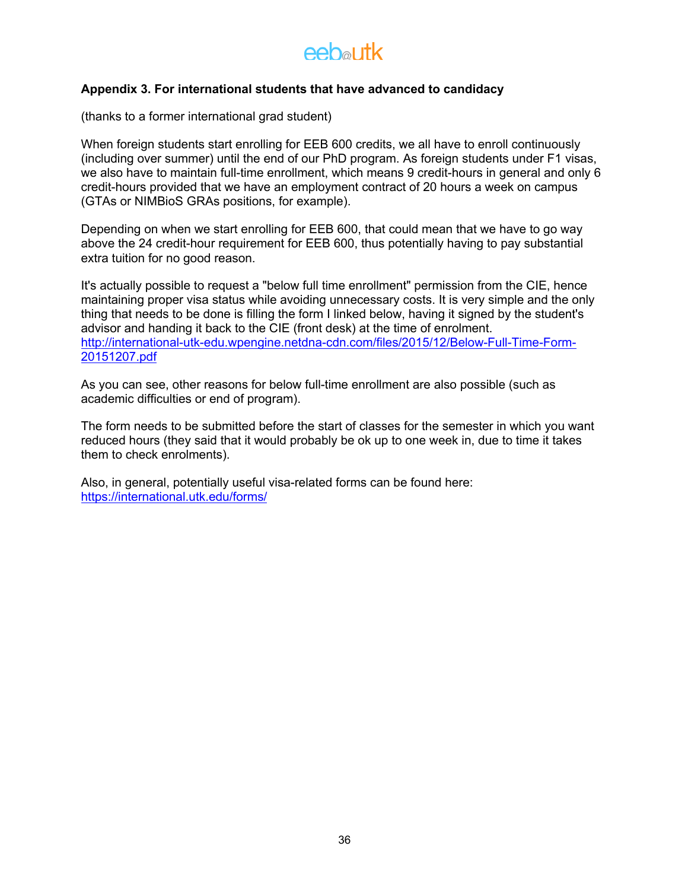**Appendix 3. For international students that have advanced to candidacy**

(thanks to a former international grad student)

When foreign students start enrolling for EEB 600 credits, we all have to enroll continuously (including over summer) until the end of our PhD program. As foreign students under F1 visas, we also have to maintain full-time enrollment, which means 9 credit-hours in general and only 6 credit-hours provided that we have an employment contract of 20 hours a week on campus (GTAs or NIMBioS GRAs positions, for example).

Depending on when we start enrolling for EEB 600, that could mean that we have to go way above the 24 credit-hour requirement for EEB 600, thus potentially having to pay substantial extra tuition for no good reason.

It's actually possible to request a "below full time enrollment" permission from the CIE, hence maintaining proper visa status while avoiding unnecessary costs. It is very simple and the only thing that needs to be done is filling the form I linked below, having it signed by the student's advisor and handing it back to the CIE (front desk) at the time of enrolment. [http://international-utk-edu.wpengine.netdna-cdn.com/files/2015/12/Below-Full-Time-Form-20151207.pdf](http://international-utk-edu.wpengine.netdna-cdn.com/files/2015/12/Below-Full-Time-Form-20151207.pdf)

As you can see, other reasons for below full-time enrollment are also possible (such as academic difficulties or end of program).

The form needs to be submitted before the start of classes for the semester in which you want reduced hours (they said that it would probably be ok up to one week in, due to time it takes them to check enrolments).

Also, in general, potentially useful visa-related forms can be found here: [https://international.utk.edu/forms/](https://international.utk.edu/forms/)